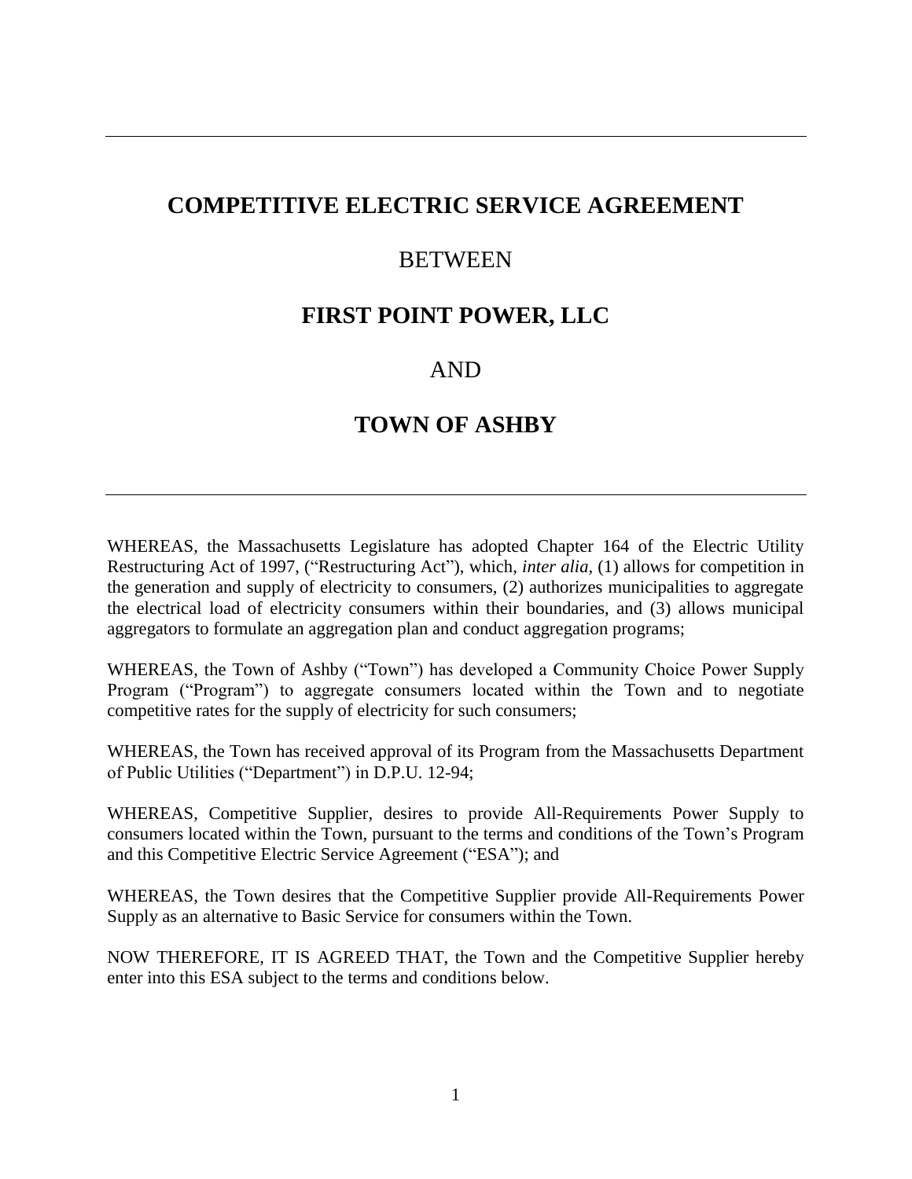---

# COMPETITIVE ELECTRIC SERVICE AGREEMENT

## BETWEEN

## FIRST POINT POWER, LLC

## AND

## TOWN OF ASHBY

---

WHEREAS, the Massachusetts Legislature has adopted Chapter 164 of the Electric Utility Restructuring Act of 1997, ("Restructuring Act"), which, *inter alia,* (1) allows for competition in the generation and supply of electricity to consumers, (2) authorizes municipalities to aggregate the electrical load of electricity consumers within their boundaries, and (3) allows municipal aggregators to formulate an aggregation plan and conduct aggregation programs;

WHEREAS, the Town of Ashby ("Town") has developed a Community Choice Power Supply Program ("Program") to aggregate consumers located within the Town and to negotiate competitive rates for the supply of electricity for such consumers;

WHEREAS, the Town has received approval of its Program from the Massachusetts Department of Public Utilities ("Department") in D.P.U. 12-94;

WHEREAS, Competitive Supplier, desires to provide All-Requirements Power Supply to consumers located within the Town, pursuant to the terms and conditions of the Town's Program and this Competitive Electric Service Agreement ("ESA"); and

WHEREAS, the Town desires that the Competitive Supplier provide All-Requirements Power Supply as an alternative to Basic Service for consumers within the Town.

NOW THEREFORE, IT IS AGREED THAT, the Town and the Competitive Supplier hereby enter into this ESA subject to the terms and conditions below.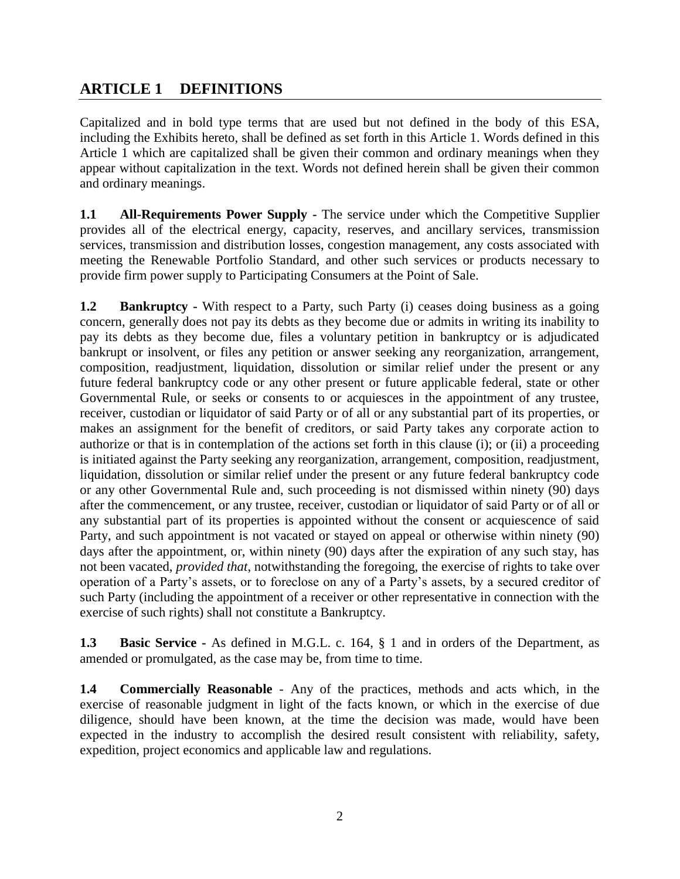## ARTICLE 1 DEFINITIONS

Capitalized and in bold type terms that are used but not defined in the body of this ESA, including the Exhibits hereto, shall be defined as set forth in this Article 1. Words defined in this Article 1 which are capitalized shall be given their common and ordinary meanings when they appear without capitalization in the text. Words not defined herein shall be given their common and ordinary meanings.

**1.1 All-Requirements Power Supply -** The service under which the Competitive Supplier provides all of the electrical energy, capacity, reserves, and ancillary services, transmission services, transmission and distribution losses, congestion management, any costs associated with meeting the Renewable Portfolio Standard, and other such services or products necessary to provide firm power supply to Participating Consumers at the Point of Sale.

**1.2 Bankruptcy -** With respect to a Party, such Party (i) ceases doing business as a going concern, generally does not pay its debts as they become due or admits in writing its inability to pay its debts as they become due, files a voluntary petition in bankruptcy or is adjudicated bankrupt or insolvent, or files any petition or answer seeking any reorganization, arrangement, composition, readjustment, liquidation, dissolution or similar relief under the present or any future federal bankruptcy code or any other present or future applicable federal, state or other Governmental Rule, or seeks or consents to or acquiesces in the appointment of any trustee, receiver, custodian or liquidator of said Party or of all or any substantial part of its properties, or makes an assignment for the benefit of creditors, or said Party takes any corporate action to authorize or that is in contemplation of the actions set forth in this clause (i); or (ii) a proceeding is initiated against the Party seeking any reorganization, arrangement, composition, readjustment, liquidation, dissolution or similar relief under the present or any future federal bankruptcy code or any other Governmental Rule and, such proceeding is not dismissed within ninety (90) days after the commencement, or any trustee, receiver, custodian or liquidator of said Party or of all or any substantial part of its properties is appointed without the consent or acquiescence of said Party, and such appointment is not vacated or stayed on appeal or otherwise within ninety (90) days after the appointment, or, within ninety (90) days after the expiration of any such stay, has not been vacated, *provided that*, notwithstanding the foregoing, the exercise of rights to take over operation of a Party's assets, or to foreclose on any of a Party's assets, by a secured creditor of such Party (including the appointment of a receiver or other representative in connection with the exercise of such rights) shall not constitute a Bankruptcy.

**1.3 Basic Service -** As defined in M.G.L. c. 164, § 1 and in orders of the Department, as amended or promulgated, as the case may be, from time to time.

**1.4 Commercially Reasonable** - Any of the practices, methods and acts which, in the exercise of reasonable judgment in light of the facts known, or which in the exercise of due diligence, should have been known, at the time the decision was made, would have been expected in the industry to accomplish the desired result consistent with reliability, safety, expedition, project economics and applicable law and regulations.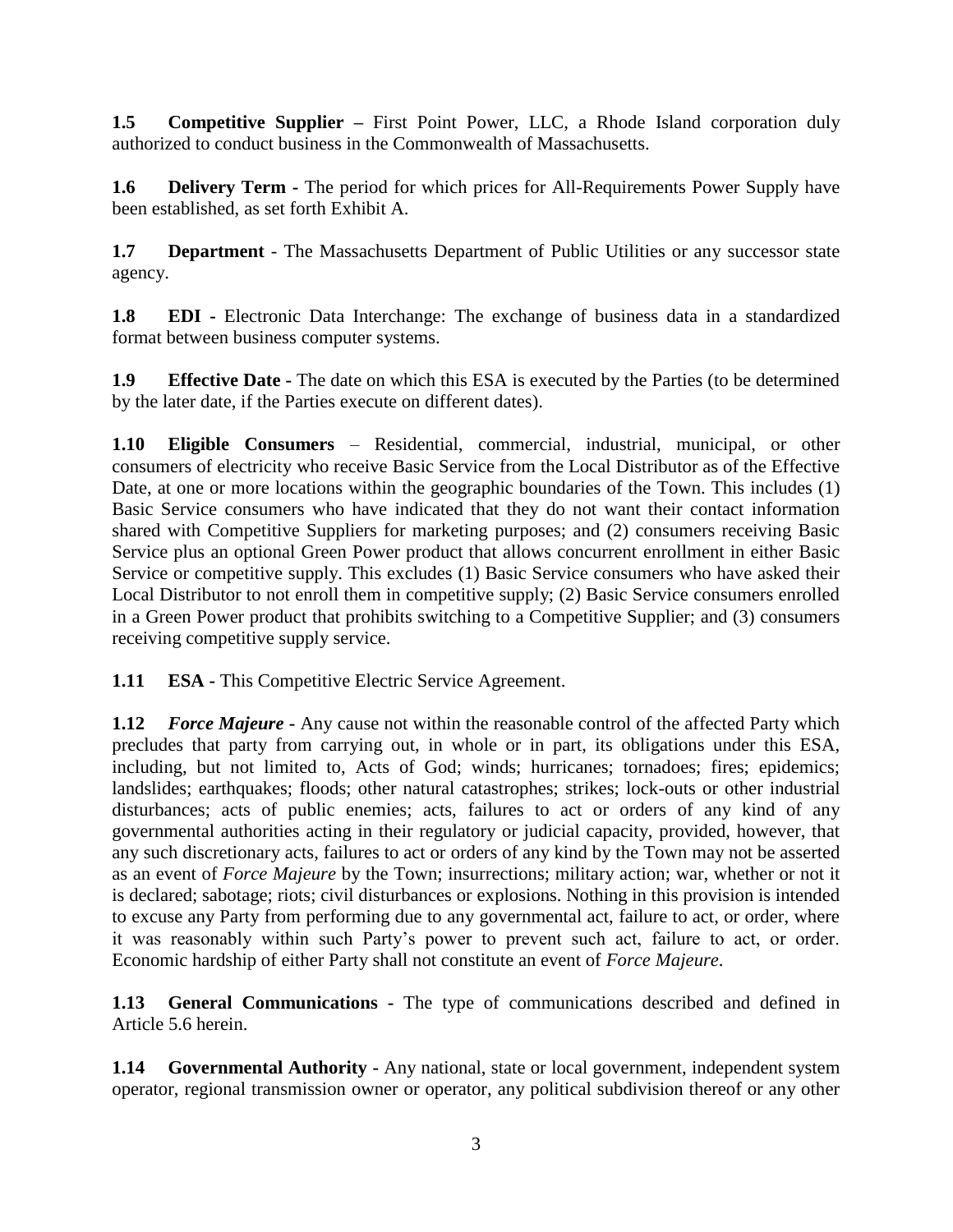**1.5 Competitive Supplier –** First Point Power, LLC, a Rhode Island corporation duly authorized to conduct business in the Commonwealth of Massachusetts.

**1.6 Delivery Term -** The period for which prices for All-Requirements Power Supply have been established, as set forth Exhibit A.

**1.7 Department** - The Massachusetts Department of Public Utilities or any successor state agency.

**1.8 EDI -** Electronic Data Interchange: The exchange of business data in a standardized format between business computer systems.

**1.9 Effective Date -** The date on which this ESA is executed by the Parties (to be determined by the later date, if the Parties execute on different dates).

**1.10 Eligible Consumers** – Residential, commercial, industrial, municipal, or other consumers of electricity who receive Basic Service from the Local Distributor as of the Effective Date, at one or more locations within the geographic boundaries of the Town. This includes (1) Basic Service consumers who have indicated that they do not want their contact information shared with Competitive Suppliers for marketing purposes; and (2) consumers receiving Basic Service plus an optional Green Power product that allows concurrent enrollment in either Basic Service or competitive supply. This excludes (1) Basic Service consumers who have asked their Local Distributor to not enroll them in competitive supply; (2) Basic Service consumers enrolled in a Green Power product that prohibits switching to a Competitive Supplier; and (3) consumers receiving competitive supply service.

**1.11 ESA -** This Competitive Electric Service Agreement.

**1.12 *Force Majeure* -** Any cause not within the reasonable control of the affected Party which precludes that party from carrying out, in whole or in part, its obligations under this ESA, including, but not limited to, Acts of God; winds; hurricanes; tornadoes; fires; epidemics; landslides; earthquakes; floods; other natural catastrophes; strikes; lock-outs or other industrial disturbances; acts of public enemies; acts, failures to act or orders of any kind of any governmental authorities acting in their regulatory or judicial capacity, provided, however, that any such discretionary acts, failures to act or orders of any kind by the Town may not be asserted as an event of *Force Majeure* by the Town; insurrections; military action; war, whether or not it is declared; sabotage; riots; civil disturbances or explosions. Nothing in this provision is intended to excuse any Party from performing due to any governmental act, failure to act, or order, where it was reasonably within such Party's power to prevent such act, failure to act, or order. Economic hardship of either Party shall not constitute an event of *Force Majeure*.

**1.13 General Communications -** The type of communications described and defined in Article 5.6 herein.

**1.14 Governmental Authority -** Any national, state or local government, independent system operator, regional transmission owner or operator, any political subdivision thereof or any other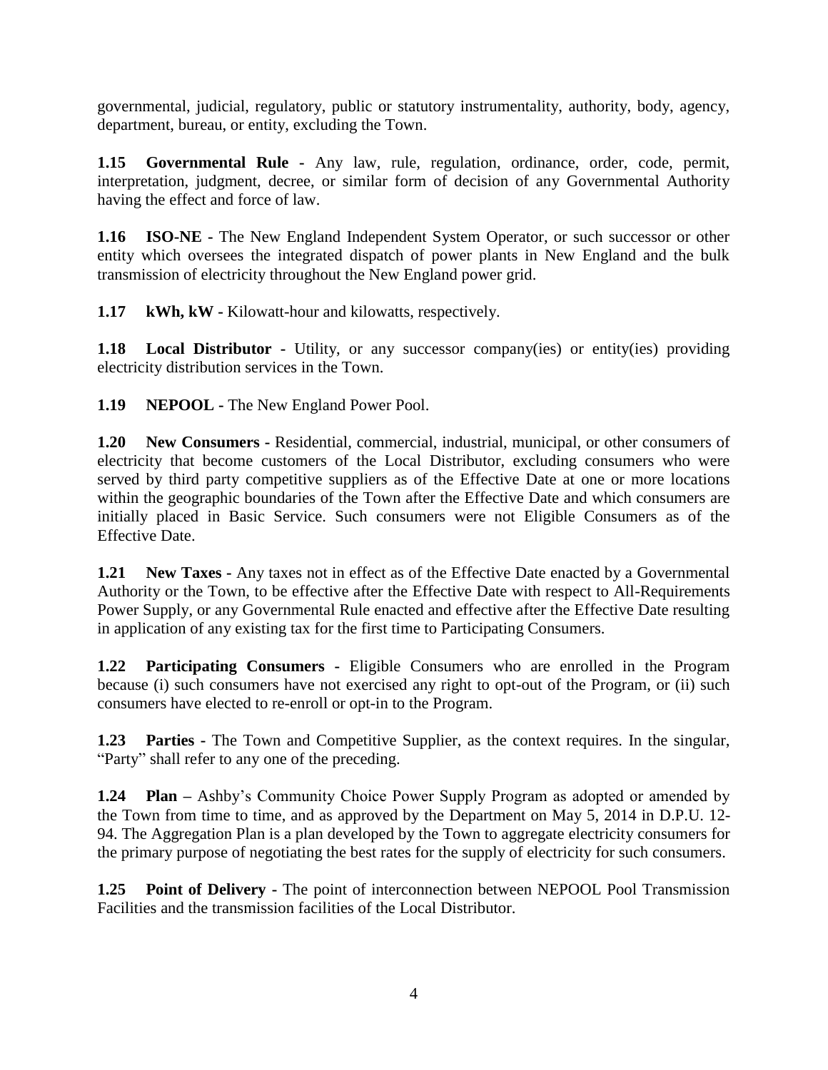governmental, judicial, regulatory, public or statutory instrumentality, authority, body, agency, department, bureau, or entity, excluding the Town.

**1.15 Governmental Rule -** Any law, rule, regulation, ordinance, order, code, permit, interpretation, judgment, decree, or similar form of decision of any Governmental Authority having the effect and force of law.

**1.16 ISO-NE -** The New England Independent System Operator, or such successor or other entity which oversees the integrated dispatch of power plants in New England and the bulk transmission of electricity throughout the New England power grid.

**1.17 kWh, kW -** Kilowatt-hour and kilowatts, respectively.

**1.18 Local Distributor -** Utility, or any successor company(ies) or entity(ies) providing electricity distribution services in the Town.

**1.19 NEPOOL -** The New England Power Pool.

**1.20 New Consumers -** Residential, commercial, industrial, municipal, or other consumers of electricity that become customers of the Local Distributor, excluding consumers who were served by third party competitive suppliers as of the Effective Date at one or more locations within the geographic boundaries of the Town after the Effective Date and which consumers are initially placed in Basic Service. Such consumers were not Eligible Consumers as of the Effective Date.

**1.21 New Taxes -** Any taxes not in effect as of the Effective Date enacted by a Governmental Authority or the Town, to be effective after the Effective Date with respect to All-Requirements Power Supply, or any Governmental Rule enacted and effective after the Effective Date resulting in application of any existing tax for the first time to Participating Consumers.

**1.22 Participating Consumers -** Eligible Consumers who are enrolled in the Program because (i) such consumers have not exercised any right to opt-out of the Program, or (ii) such consumers have elected to re-enroll or opt-in to the Program.

**1.23 Parties -** The Town and Competitive Supplier, as the context requires. In the singular, "Party" shall refer to any one of the preceding.

**1.24 Plan –** Ashby's Community Choice Power Supply Program as adopted or amended by the Town from time to time, and as approved by the Department on May 5, 2014 in D.P.U. 12-94. The Aggregation Plan is a plan developed by the Town to aggregate electricity consumers for the primary purpose of negotiating the best rates for the supply of electricity for such consumers.

**1.25 Point of Delivery -** The point of interconnection between NEPOOL Pool Transmission Facilities and the transmission facilities of the Local Distributor.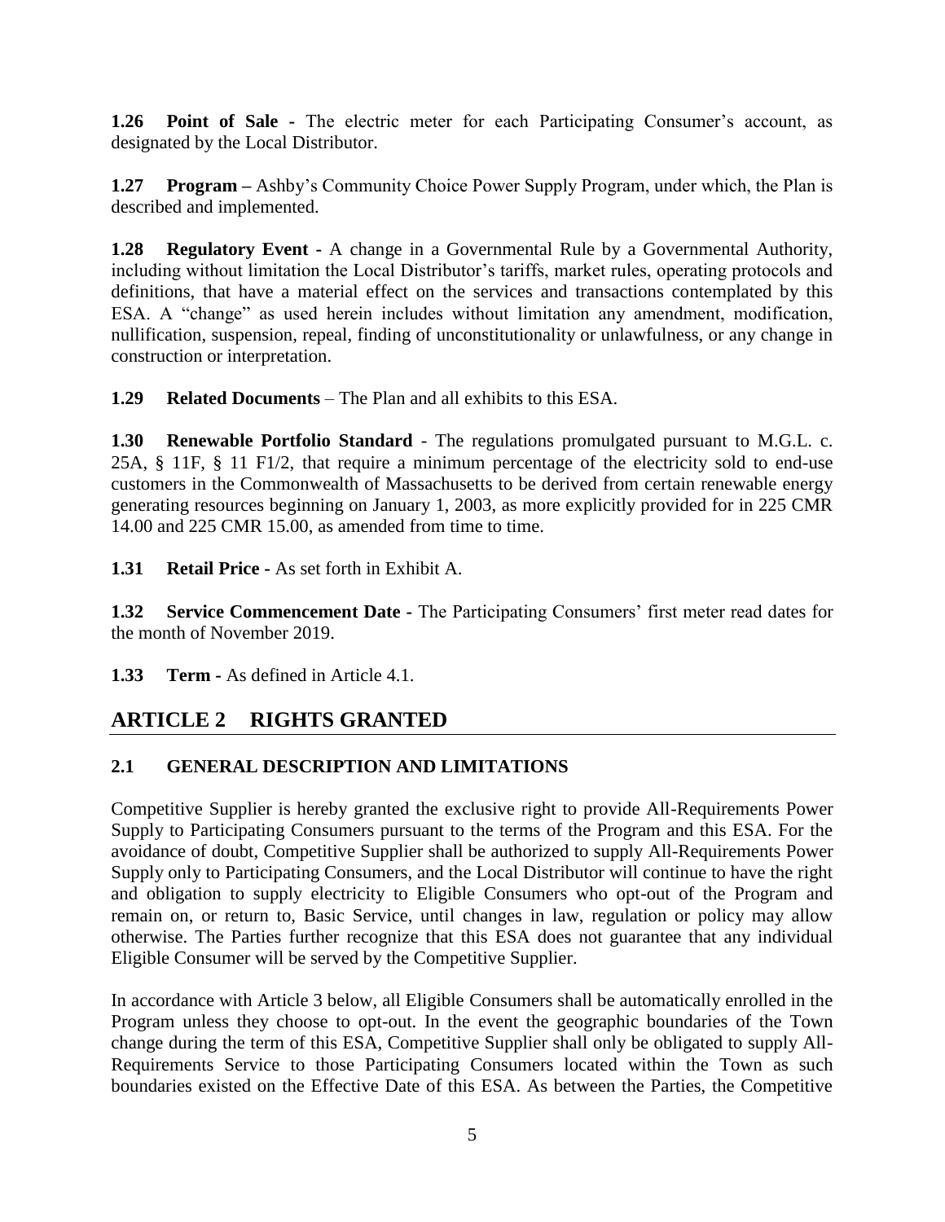**1.26 Point of Sale -** The electric meter for each Participating Consumer's account, as designated by the Local Distributor.

**1.27 Program –** Ashby's Community Choice Power Supply Program, under which, the Plan is described and implemented.

**1.28 Regulatory Event -** A change in a Governmental Rule by a Governmental Authority, including without limitation the Local Distributor's tariffs, market rules, operating protocols and definitions, that have a material effect on the services and transactions contemplated by this ESA. A "change" as used herein includes without limitation any amendment, modification, nullification, suspension, repeal, finding of unconstitutionality or unlawfulness, or any change in construction or interpretation.

**1.29 Related Documents** – The Plan and all exhibits to this ESA.

**1.30 Renewable Portfolio Standard** - The regulations promulgated pursuant to M.G.L. c. 25A, § 11F, § 11 F1/2, that require a minimum percentage of the electricity sold to end-use customers in the Commonwealth of Massachusetts to be derived from certain renewable energy generating resources beginning on January 1, 2003, as more explicitly provided for in 225 CMR 14.00 and 225 CMR 15.00, as amended from time to time.

**1.31 Retail Price -** As set forth in Exhibit A.

**1.32 Service Commencement Date -** The Participating Consumers' first meter read dates for the month of November 2019.

**1.33 Term -** As defined in Article 4.1.

## ARTICLE 2 RIGHTS GRANTED

### 2.1 GENERAL DESCRIPTION AND LIMITATIONS

Competitive Supplier is hereby granted the exclusive right to provide All-Requirements Power Supply to Participating Consumers pursuant to the terms of the Program and this ESA. For the avoidance of doubt, Competitive Supplier shall be authorized to supply All-Requirements Power Supply only to Participating Consumers, and the Local Distributor will continue to have the right and obligation to supply electricity to Eligible Consumers who opt-out of the Program and remain on, or return to, Basic Service, until changes in law, regulation or policy may allow otherwise. The Parties further recognize that this ESA does not guarantee that any individual Eligible Consumer will be served by the Competitive Supplier.

In accordance with Article 3 below, all Eligible Consumers shall be automatically enrolled in the Program unless they choose to opt-out. In the event the geographic boundaries of the Town change during the term of this ESA, Competitive Supplier shall only be obligated to supply All-Requirements Service to those Participating Consumers located within the Town as such boundaries existed on the Effective Date of this ESA. As between the Parties, the Competitive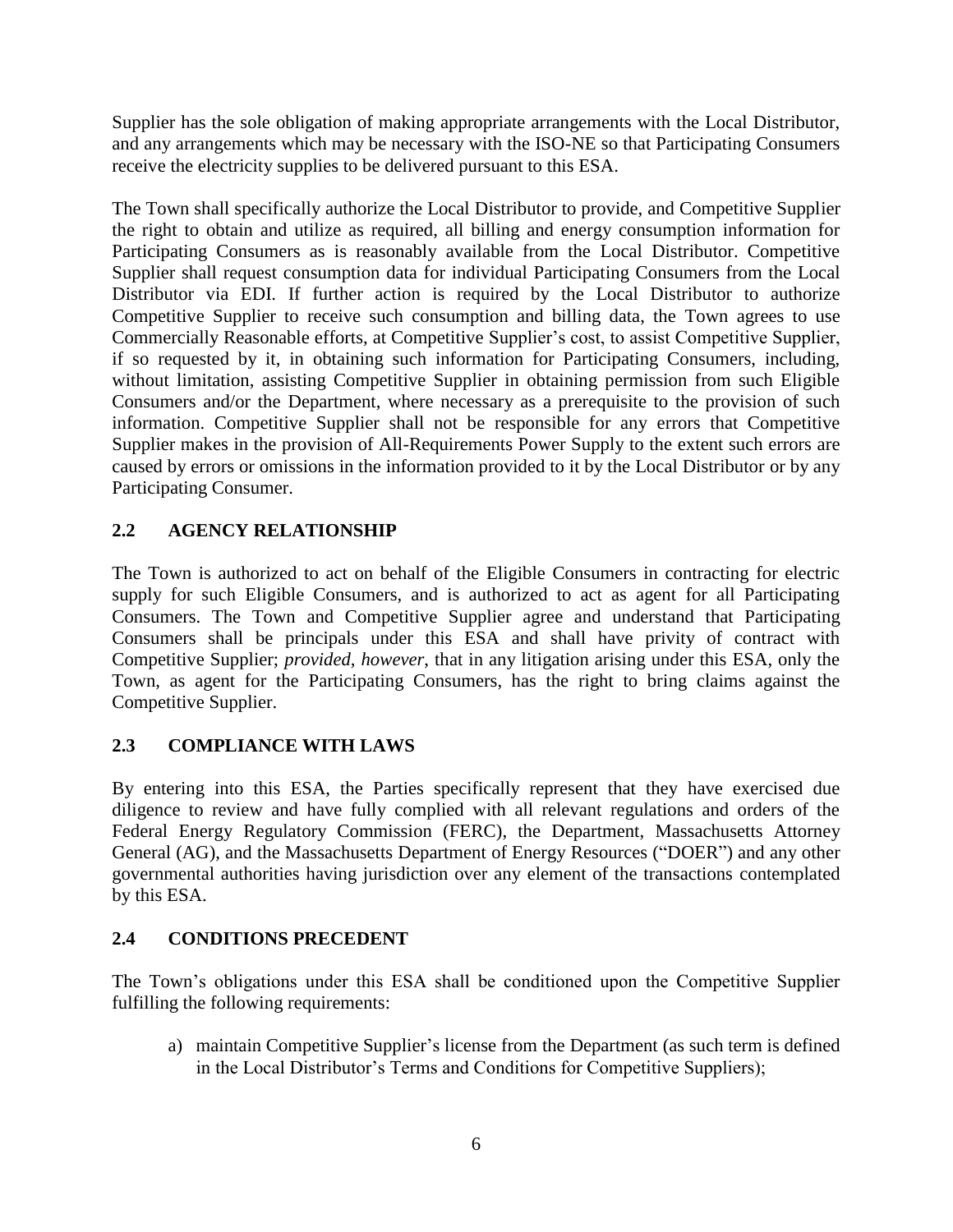Supplier has the sole obligation of making appropriate arrangements with the Local Distributor, and any arrangements which may be necessary with the ISO-NE so that Participating Consumers receive the electricity supplies to be delivered pursuant to this ESA.

The Town shall specifically authorize the Local Distributor to provide, and Competitive Supplier the right to obtain and utilize as required, all billing and energy consumption information for Participating Consumers as is reasonably available from the Local Distributor. Competitive Supplier shall request consumption data for individual Participating Consumers from the Local Distributor via EDI. If further action is required by the Local Distributor to authorize Competitive Supplier to receive such consumption and billing data, the Town agrees to use Commercially Reasonable efforts, at Competitive Supplier's cost, to assist Competitive Supplier, if so requested by it, in obtaining such information for Participating Consumers, including, without limitation, assisting Competitive Supplier in obtaining permission from such Eligible Consumers and/or the Department, where necessary as a prerequisite to the provision of such information. Competitive Supplier shall not be responsible for any errors that Competitive Supplier makes in the provision of All-Requirements Power Supply to the extent such errors are caused by errors or omissions in the information provided to it by the Local Distributor or by any Participating Consumer.

## 2.2 AGENCY RELATIONSHIP

The Town is authorized to act on behalf of the Eligible Consumers in contracting for electric supply for such Eligible Consumers, and is authorized to act as agent for all Participating Consumers. The Town and Competitive Supplier agree and understand that Participating Consumers shall be principals under this ESA and shall have privity of contract with Competitive Supplier; *provided, however*, that in any litigation arising under this ESA, only the Town, as agent for the Participating Consumers, has the right to bring claims against the Competitive Supplier.

## 2.3 COMPLIANCE WITH LAWS

By entering into this ESA, the Parties specifically represent that they have exercised due diligence to review and have fully complied with all relevant regulations and orders of the Federal Energy Regulatory Commission (FERC), the Department, Massachusetts Attorney General (AG), and the Massachusetts Department of Energy Resources ("DOER") and any other governmental authorities having jurisdiction over any element of the transactions contemplated by this ESA.

## 2.4 CONDITIONS PRECEDENT

The Town's obligations under this ESA shall be conditioned upon the Competitive Supplier fulfilling the following requirements:

a) maintain Competitive Supplier's license from the Department (as such term is defined in the Local Distributor's Terms and Conditions for Competitive Suppliers);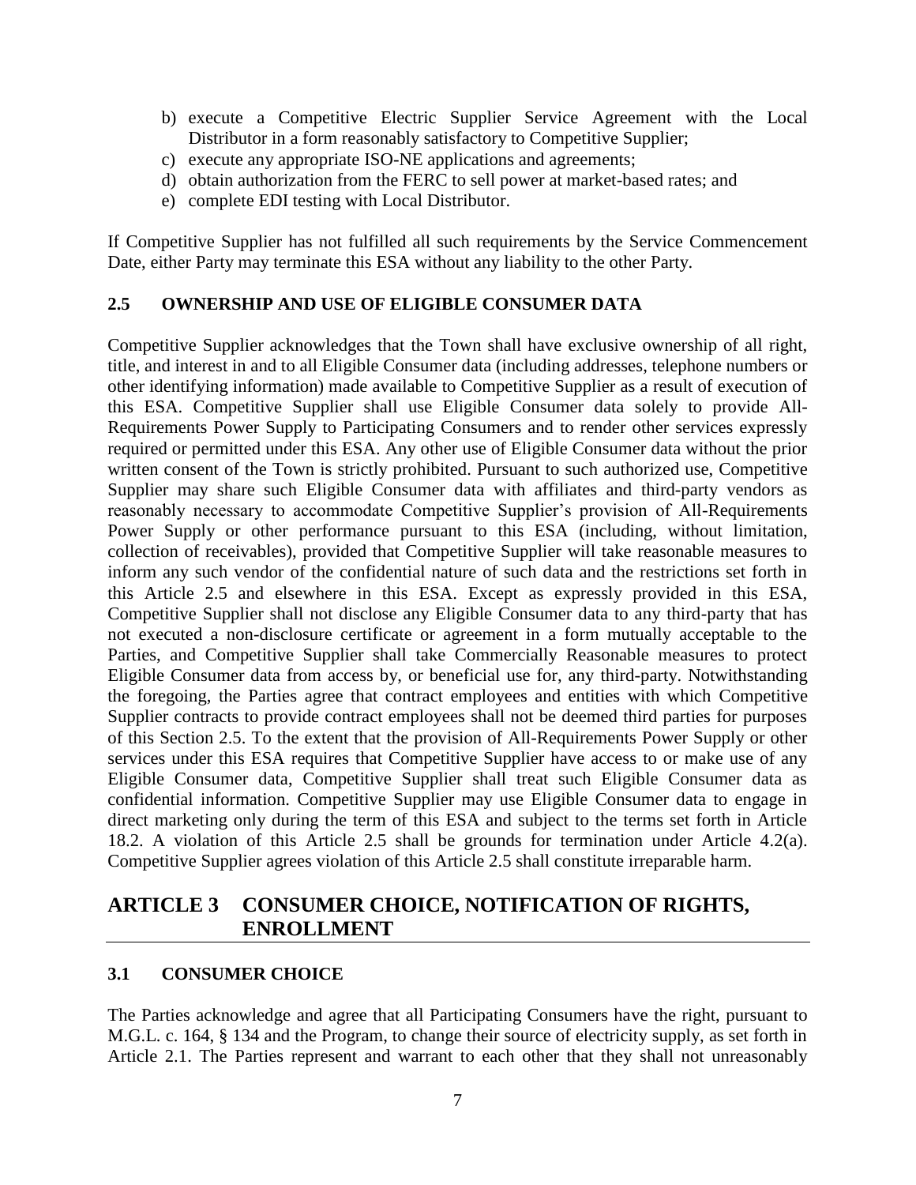b) execute a Competitive Electric Supplier Service Agreement with the Local Distributor in a form reasonably satisfactory to Competitive Supplier;
c) execute any appropriate ISO-NE applications and agreements;
d) obtain authorization from the FERC to sell power at market-based rates; and
e) complete EDI testing with Local Distributor.

If Competitive Supplier has not fulfilled all such requirements by the Service Commencement Date, either Party may terminate this ESA without any liability to the other Party.

### 2.5 OWNERSHIP AND USE OF ELIGIBLE CONSUMER DATA

Competitive Supplier acknowledges that the Town shall have exclusive ownership of all right, title, and interest in and to all Eligible Consumer data (including addresses, telephone numbers or other identifying information) made available to Competitive Supplier as a result of execution of this ESA. Competitive Supplier shall use Eligible Consumer data solely to provide All-Requirements Power Supply to Participating Consumers and to render other services expressly required or permitted under this ESA. Any other use of Eligible Consumer data without the prior written consent of the Town is strictly prohibited. Pursuant to such authorized use, Competitive Supplier may share such Eligible Consumer data with affiliates and third-party vendors as reasonably necessary to accommodate Competitive Supplier's provision of All-Requirements Power Supply or other performance pursuant to this ESA (including, without limitation, collection of receivables), provided that Competitive Supplier will take reasonable measures to inform any such vendor of the confidential nature of such data and the restrictions set forth in this Article 2.5 and elsewhere in this ESA. Except as expressly provided in this ESA, Competitive Supplier shall not disclose any Eligible Consumer data to any third-party that has not executed a non-disclosure certificate or agreement in a form mutually acceptable to the Parties, and Competitive Supplier shall take Commercially Reasonable measures to protect Eligible Consumer data from access by, or beneficial use for, any third-party. Notwithstanding the foregoing, the Parties agree that contract employees and entities with which Competitive Supplier contracts to provide contract employees shall not be deemed third parties for purposes of this Section 2.5. To the extent that the provision of All-Requirements Power Supply or other services under this ESA requires that Competitive Supplier have access to or make use of any Eligible Consumer data, Competitive Supplier shall treat such Eligible Consumer data as confidential information. Competitive Supplier may use Eligible Consumer data to engage in direct marketing only during the term of this ESA and subject to the terms set forth in Article 18.2. A violation of this Article 2.5 shall be grounds for termination under Article 4.2(a). Competitive Supplier agrees violation of this Article 2.5 shall constitute irreparable harm.

## ARTICLE 3 CONSUMER CHOICE, NOTIFICATION OF RIGHTS, ENROLLMENT

### 3.1 CONSUMER CHOICE

The Parties acknowledge and agree that all Participating Consumers have the right, pursuant to M.G.L. c. 164, § 134 and the Program, to change their source of electricity supply, as set forth in Article 2.1. The Parties represent and warrant to each other that they shall not unreasonably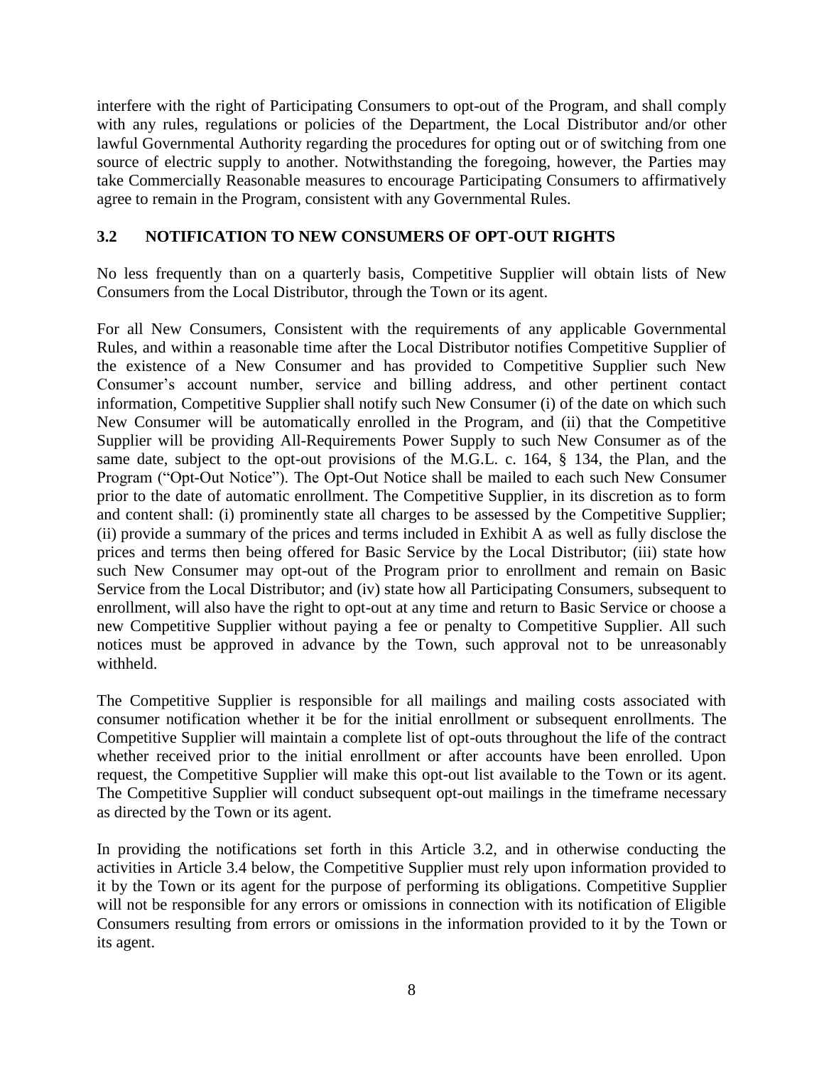interfere with the right of Participating Consumers to opt-out of the Program, and shall comply with any rules, regulations or policies of the Department, the Local Distributor and/or other lawful Governmental Authority regarding the procedures for opting out or of switching from one source of electric supply to another. Notwithstanding the foregoing, however, the Parties may take Commercially Reasonable measures to encourage Participating Consumers to affirmatively agree to remain in the Program, consistent with any Governmental Rules.

### 3.2 NOTIFICATION TO NEW CONSUMERS OF OPT-OUT RIGHTS

No less frequently than on a quarterly basis, Competitive Supplier will obtain lists of New Consumers from the Local Distributor, through the Town or its agent.

For all New Consumers, Consistent with the requirements of any applicable Governmental Rules, and within a reasonable time after the Local Distributor notifies Competitive Supplier of the existence of a New Consumer and has provided to Competitive Supplier such New Consumer's account number, service and billing address, and other pertinent contact information, Competitive Supplier shall notify such New Consumer (i) of the date on which such New Consumer will be automatically enrolled in the Program, and (ii) that the Competitive Supplier will be providing All-Requirements Power Supply to such New Consumer as of the same date, subject to the opt-out provisions of the M.G.L. c. 164, § 134, the Plan, and the Program ("Opt-Out Notice"). The Opt-Out Notice shall be mailed to each such New Consumer prior to the date of automatic enrollment. The Competitive Supplier, in its discretion as to form and content shall: (i) prominently state all charges to be assessed by the Competitive Supplier; (ii) provide a summary of the prices and terms included in Exhibit A as well as fully disclose the prices and terms then being offered for Basic Service by the Local Distributor; (iii) state how such New Consumer may opt-out of the Program prior to enrollment and remain on Basic Service from the Local Distributor; and (iv) state how all Participating Consumers, subsequent to enrollment, will also have the right to opt-out at any time and return to Basic Service or choose a new Competitive Supplier without paying a fee or penalty to Competitive Supplier. All such notices must be approved in advance by the Town, such approval not to be unreasonably withheld.

The Competitive Supplier is responsible for all mailings and mailing costs associated with consumer notification whether it be for the initial enrollment or subsequent enrollments. The Competitive Supplier will maintain a complete list of opt-outs throughout the life of the contract whether received prior to the initial enrollment or after accounts have been enrolled. Upon request, the Competitive Supplier will make this opt-out list available to the Town or its agent. The Competitive Supplier will conduct subsequent opt-out mailings in the timeframe necessary as directed by the Town or its agent.

In providing the notifications set forth in this Article 3.2, and in otherwise conducting the activities in Article 3.4 below, the Competitive Supplier must rely upon information provided to it by the Town or its agent for the purpose of performing its obligations. Competitive Supplier will not be responsible for any errors or omissions in connection with its notification of Eligible Consumers resulting from errors or omissions in the information provided to it by the Town or its agent.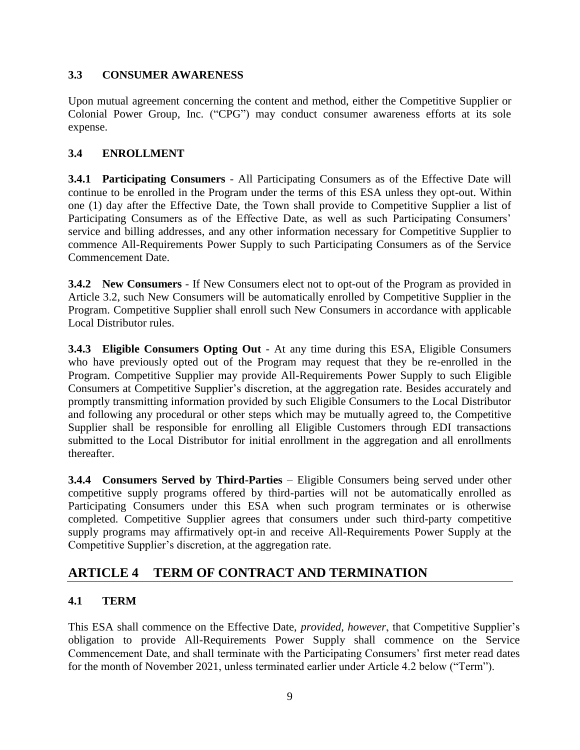### 3.3 CONSUMER AWARENESS

Upon mutual agreement concerning the content and method, either the Competitive Supplier or Colonial Power Group, Inc. ("CPG") may conduct consumer awareness efforts at its sole expense.

### 3.4 ENROLLMENT

**3.4.1 Participating Consumers** - All Participating Consumers as of the Effective Date will continue to be enrolled in the Program under the terms of this ESA unless they opt-out. Within one (1) day after the Effective Date, the Town shall provide to Competitive Supplier a list of Participating Consumers as of the Effective Date, as well as such Participating Consumers' service and billing addresses, and any other information necessary for Competitive Supplier to commence All-Requirements Power Supply to such Participating Consumers as of the Service Commencement Date.

**3.4.2 New Consumers** - If New Consumers elect not to opt-out of the Program as provided in Article 3.2, such New Consumers will be automatically enrolled by Competitive Supplier in the Program. Competitive Supplier shall enroll such New Consumers in accordance with applicable Local Distributor rules.

**3.4.3 Eligible Consumers Opting Out** - At any time during this ESA, Eligible Consumers who have previously opted out of the Program may request that they be re-enrolled in the Program. Competitive Supplier may provide All-Requirements Power Supply to such Eligible Consumers at Competitive Supplier's discretion, at the aggregation rate. Besides accurately and promptly transmitting information provided by such Eligible Consumers to the Local Distributor and following any procedural or other steps which may be mutually agreed to, the Competitive Supplier shall be responsible for enrolling all Eligible Customers through EDI transactions submitted to the Local Distributor for initial enrollment in the aggregation and all enrollments thereafter.

**3.4.4 Consumers Served by Third-Parties** – Eligible Consumers being served under other competitive supply programs offered by third-parties will not be automatically enrolled as Participating Consumers under this ESA when such program terminates or is otherwise completed. Competitive Supplier agrees that consumers under such third-party competitive supply programs may affirmatively opt-in and receive All-Requirements Power Supply at the Competitive Supplier's discretion, at the aggregation rate.

## ARTICLE 4 TERM OF CONTRACT AND TERMINATION

### 4.1 TERM

This ESA shall commence on the Effective Date, *provided*, *however*, that Competitive Supplier's obligation to provide All-Requirements Power Supply shall commence on the Service Commencement Date, and shall terminate with the Participating Consumers' first meter read dates for the month of November 2021, unless terminated earlier under Article 4.2 below ("Term").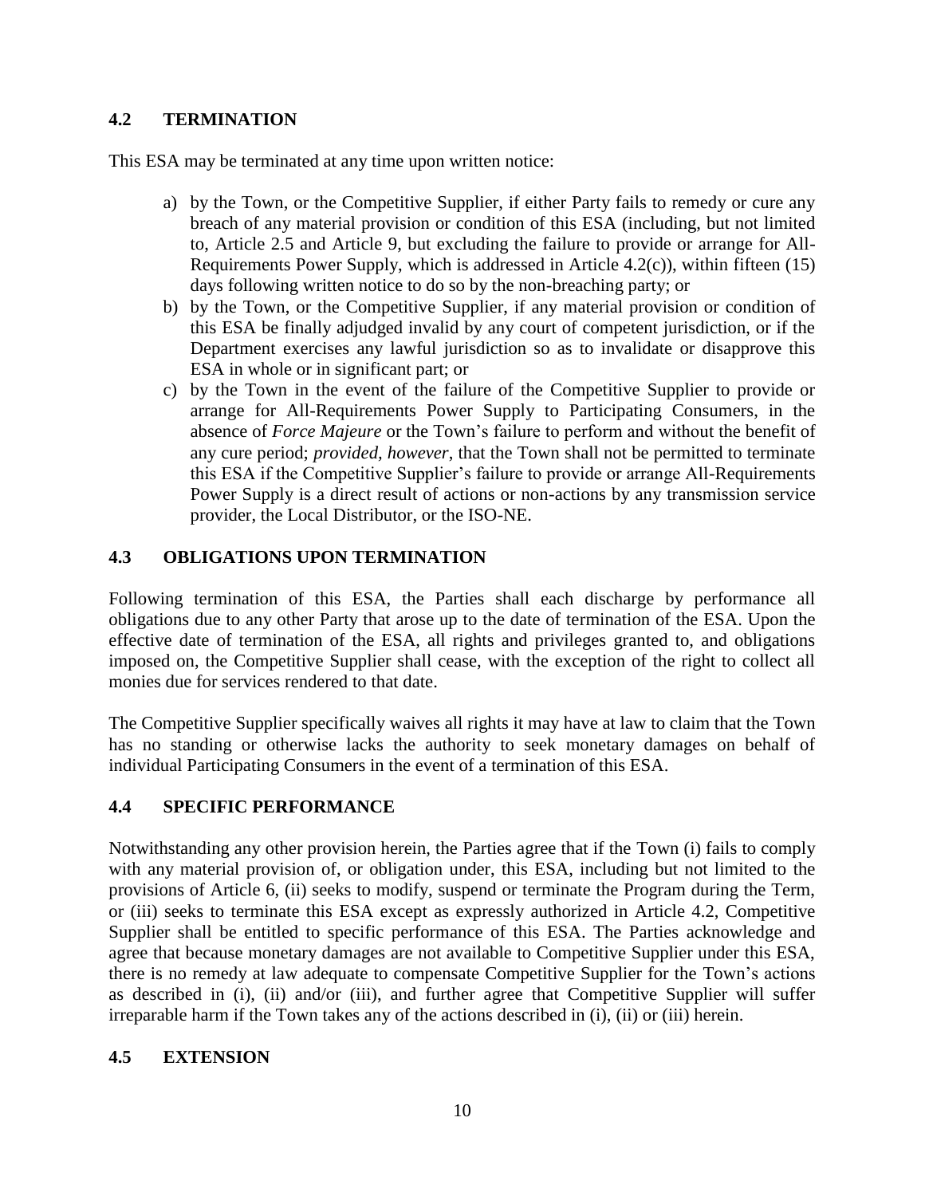### 4.2 TERMINATION

This ESA may be terminated at any time upon written notice:

a) by the Town, or the Competitive Supplier, if either Party fails to remedy or cure any breach of any material provision or condition of this ESA (including, but not limited to, Article 2.5 and Article 9, but excluding the failure to provide or arrange for All-Requirements Power Supply, which is addressed in Article 4.2(c)), within fifteen (15) days following written notice to do so by the non-breaching party; or
b) by the Town, or the Competitive Supplier, if any material provision or condition of this ESA be finally adjudged invalid by any court of competent jurisdiction, or if the Department exercises any lawful jurisdiction so as to invalidate or disapprove this ESA in whole or in significant part; or
c) by the Town in the event of the failure of the Competitive Supplier to provide or arrange for All-Requirements Power Supply to Participating Consumers, in the absence of *Force Majeure* or the Town's failure to perform and without the benefit of any cure period; *provided, however*, that the Town shall not be permitted to terminate this ESA if the Competitive Supplier's failure to provide or arrange All-Requirements Power Supply is a direct result of actions or non-actions by any transmission service provider, the Local Distributor, or the ISO-NE.

### 4.3 OBLIGATIONS UPON TERMINATION

Following termination of this ESA, the Parties shall each discharge by performance all obligations due to any other Party that arose up to the date of termination of the ESA. Upon the effective date of termination of the ESA, all rights and privileges granted to, and obligations imposed on, the Competitive Supplier shall cease, with the exception of the right to collect all monies due for services rendered to that date.

The Competitive Supplier specifically waives all rights it may have at law to claim that the Town has no standing or otherwise lacks the authority to seek monetary damages on behalf of individual Participating Consumers in the event of a termination of this ESA.

### 4.4 SPECIFIC PERFORMANCE

Notwithstanding any other provision herein, the Parties agree that if the Town (i) fails to comply with any material provision of, or obligation under, this ESA, including but not limited to the provisions of Article 6, (ii) seeks to modify, suspend or terminate the Program during the Term, or (iii) seeks to terminate this ESA except as expressly authorized in Article 4.2, Competitive Supplier shall be entitled to specific performance of this ESA. The Parties acknowledge and agree that because monetary damages are not available to Competitive Supplier under this ESA, there is no remedy at law adequate to compensate Competitive Supplier for the Town's actions as described in (i), (ii) and/or (iii), and further agree that Competitive Supplier will suffer irreparable harm if the Town takes any of the actions described in (i), (ii) or (iii) herein.

### 4.5 EXTENSION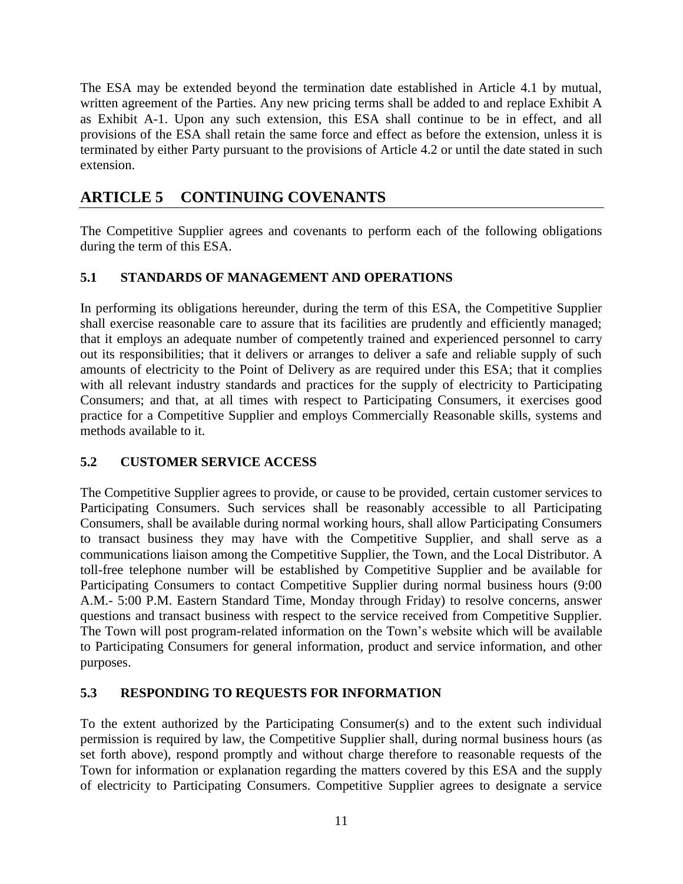The ESA may be extended beyond the termination date established in Article 4.1 by mutual, written agreement of the Parties. Any new pricing terms shall be added to and replace Exhibit A as Exhibit A-1. Upon any such extension, this ESA shall continue to be in effect, and all provisions of the ESA shall retain the same force and effect as before the extension, unless it is terminated by either Party pursuant to the provisions of Article 4.2 or until the date stated in such extension.

## ARTICLE 5 CONTINUING COVENANTS

The Competitive Supplier agrees and covenants to perform each of the following obligations during the term of this ESA.

### 5.1 STANDARDS OF MANAGEMENT AND OPERATIONS

In performing its obligations hereunder, during the term of this ESA, the Competitive Supplier shall exercise reasonable care to assure that its facilities are prudently and efficiently managed; that it employs an adequate number of competently trained and experienced personnel to carry out its responsibilities; that it delivers or arranges to deliver a safe and reliable supply of such amounts of electricity to the Point of Delivery as are required under this ESA; that it complies with all relevant industry standards and practices for the supply of electricity to Participating Consumers; and that, at all times with respect to Participating Consumers, it exercises good practice for a Competitive Supplier and employs Commercially Reasonable skills, systems and methods available to it.

### 5.2 CUSTOMER SERVICE ACCESS

The Competitive Supplier agrees to provide, or cause to be provided, certain customer services to Participating Consumers. Such services shall be reasonably accessible to all Participating Consumers, shall be available during normal working hours, shall allow Participating Consumers to transact business they may have with the Competitive Supplier, and shall serve as a communications liaison among the Competitive Supplier, the Town, and the Local Distributor. A toll-free telephone number will be established by Competitive Supplier and be available for Participating Consumers to contact Competitive Supplier during normal business hours (9:00 A.M.- 5:00 P.M. Eastern Standard Time, Monday through Friday) to resolve concerns, answer questions and transact business with respect to the service received from Competitive Supplier. The Town will post program-related information on the Town's website which will be available to Participating Consumers for general information, product and service information, and other purposes.

### 5.3 RESPONDING TO REQUESTS FOR INFORMATION

To the extent authorized by the Participating Consumer(s) and to the extent such individual permission is required by law, the Competitive Supplier shall, during normal business hours (as set forth above), respond promptly and without charge therefore to reasonable requests of the Town for information or explanation regarding the matters covered by this ESA and the supply of electricity to Participating Consumers. Competitive Supplier agrees to designate a service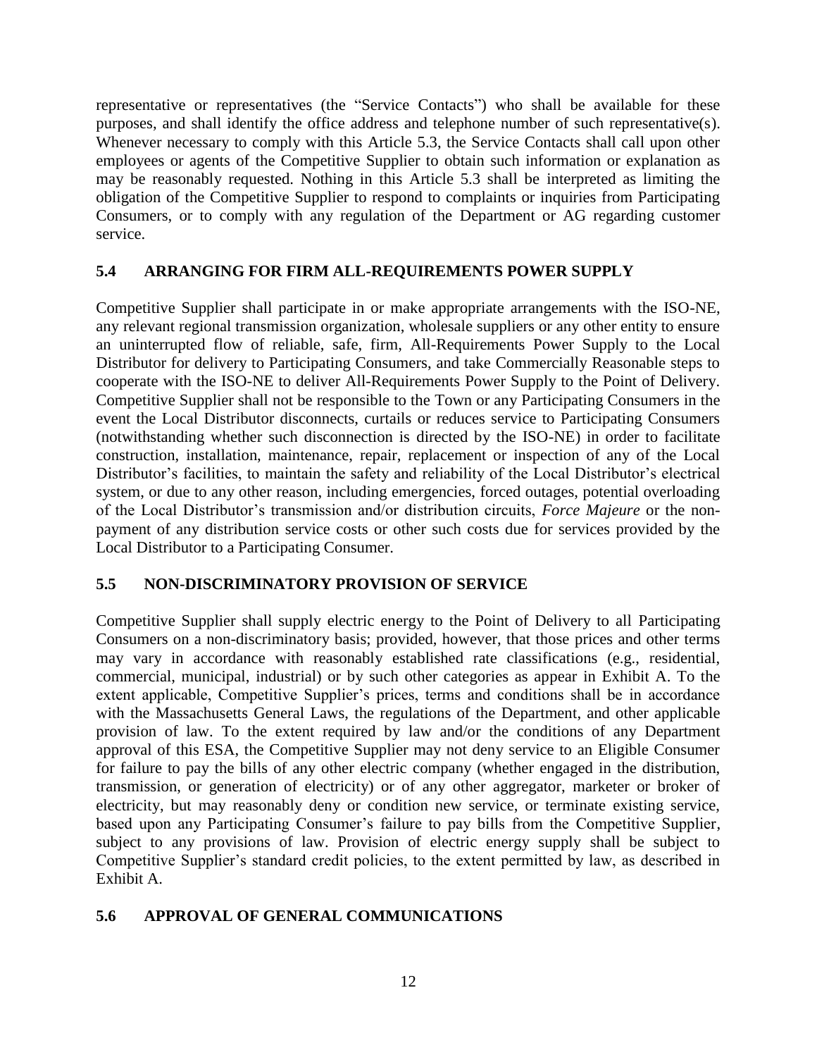representative or representatives (the "Service Contacts") who shall be available for these purposes, and shall identify the office address and telephone number of such representative(s). Whenever necessary to comply with this Article 5.3, the Service Contacts shall call upon other employees or agents of the Competitive Supplier to obtain such information or explanation as may be reasonably requested. Nothing in this Article 5.3 shall be interpreted as limiting the obligation of the Competitive Supplier to respond to complaints or inquiries from Participating Consumers, or to comply with any regulation of the Department or AG regarding customer service.

### 5.4 ARRANGING FOR FIRM ALL-REQUIREMENTS POWER SUPPLY

Competitive Supplier shall participate in or make appropriate arrangements with the ISO-NE, any relevant regional transmission organization, wholesale suppliers or any other entity to ensure an uninterrupted flow of reliable, safe, firm, All-Requirements Power Supply to the Local Distributor for delivery to Participating Consumers, and take Commercially Reasonable steps to cooperate with the ISO-NE to deliver All-Requirements Power Supply to the Point of Delivery. Competitive Supplier shall not be responsible to the Town or any Participating Consumers in the event the Local Distributor disconnects, curtails or reduces service to Participating Consumers (notwithstanding whether such disconnection is directed by the ISO-NE) in order to facilitate construction, installation, maintenance, repair, replacement or inspection of any of the Local Distributor's facilities, to maintain the safety and reliability of the Local Distributor's electrical system, or due to any other reason, including emergencies, forced outages, potential overloading of the Local Distributor's transmission and/or distribution circuits, *Force Majeure* or the non-payment of any distribution service costs or other such costs due for services provided by the Local Distributor to a Participating Consumer.

### 5.5 NON-DISCRIMINATORY PROVISION OF SERVICE

Competitive Supplier shall supply electric energy to the Point of Delivery to all Participating Consumers on a non-discriminatory basis; provided, however, that those prices and other terms may vary in accordance with reasonably established rate classifications (e.g., residential, commercial, municipal, industrial) or by such other categories as appear in Exhibit A. To the extent applicable, Competitive Supplier's prices, terms and conditions shall be in accordance with the Massachusetts General Laws, the regulations of the Department, and other applicable provision of law. To the extent required by law and/or the conditions of any Department approval of this ESA, the Competitive Supplier may not deny service to an Eligible Consumer for failure to pay the bills of any other electric company (whether engaged in the distribution, transmission, or generation of electricity) or of any other aggregator, marketer or broker of electricity, but may reasonably deny or condition new service, or terminate existing service, based upon any Participating Consumer's failure to pay bills from the Competitive Supplier, subject to any provisions of law. Provision of electric energy supply shall be subject to Competitive Supplier's standard credit policies, to the extent permitted by law, as described in Exhibit A.

### 5.6 APPROVAL OF GENERAL COMMUNICATIONS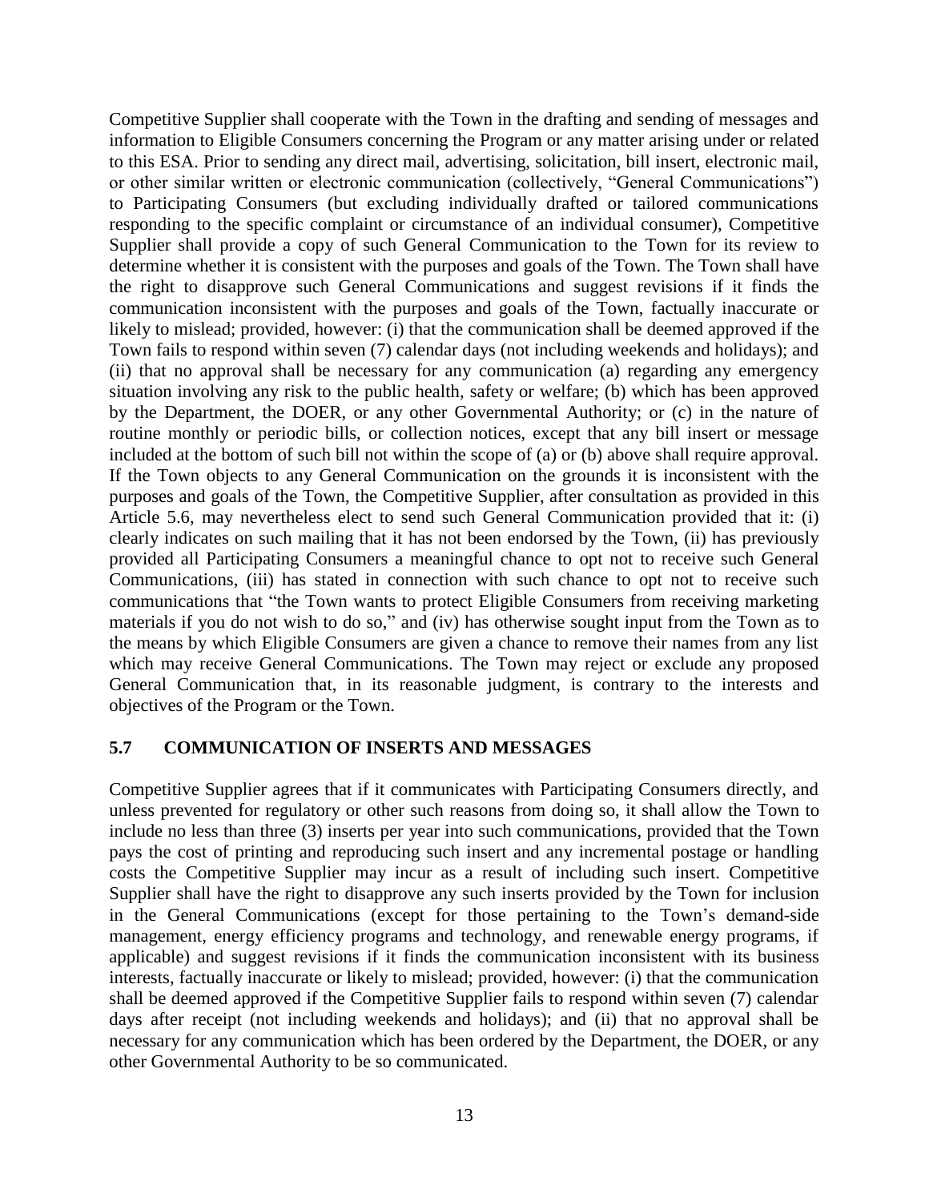Competitive Supplier shall cooperate with the Town in the drafting and sending of messages and information to Eligible Consumers concerning the Program or any matter arising under or related to this ESA. Prior to sending any direct mail, advertising, solicitation, bill insert, electronic mail, or other similar written or electronic communication (collectively, "General Communications") to Participating Consumers (but excluding individually drafted or tailored communications responding to the specific complaint or circumstance of an individual consumer), Competitive Supplier shall provide a copy of such General Communication to the Town for its review to determine whether it is consistent with the purposes and goals of the Town. The Town shall have the right to disapprove such General Communications and suggest revisions if it finds the communication inconsistent with the purposes and goals of the Town, factually inaccurate or likely to mislead; provided, however: (i) that the communication shall be deemed approved if the Town fails to respond within seven (7) calendar days (not including weekends and holidays); and (ii) that no approval shall be necessary for any communication (a) regarding any emergency situation involving any risk to the public health, safety or welfare; (b) which has been approved by the Department, the DOER, or any other Governmental Authority; or (c) in the nature of routine monthly or periodic bills, or collection notices, except that any bill insert or message included at the bottom of such bill not within the scope of (a) or (b) above shall require approval. If the Town objects to any General Communication on the grounds it is inconsistent with the purposes and goals of the Town, the Competitive Supplier, after consultation as provided in this Article 5.6, may nevertheless elect to send such General Communication provided that it: (i) clearly indicates on such mailing that it has not been endorsed by the Town, (ii) has previously provided all Participating Consumers a meaningful chance to opt not to receive such General Communications, (iii) has stated in connection with such chance to opt not to receive such communications that "the Town wants to protect Eligible Consumers from receiving marketing materials if you do not wish to do so," and (iv) has otherwise sought input from the Town as to the means by which Eligible Consumers are given a chance to remove their names from any list which may receive General Communications. The Town may reject or exclude any proposed General Communication that, in its reasonable judgment, is contrary to the interests and objectives of the Program or the Town.

### 5.7 COMMUNICATION OF INSERTS AND MESSAGES

Competitive Supplier agrees that if it communicates with Participating Consumers directly, and unless prevented for regulatory or other such reasons from doing so, it shall allow the Town to include no less than three (3) inserts per year into such communications, provided that the Town pays the cost of printing and reproducing such insert and any incremental postage or handling costs the Competitive Supplier may incur as a result of including such insert. Competitive Supplier shall have the right to disapprove any such inserts provided by the Town for inclusion in the General Communications (except for those pertaining to the Town's demand-side management, energy efficiency programs and technology, and renewable energy programs, if applicable) and suggest revisions if it finds the communication inconsistent with its business interests, factually inaccurate or likely to mislead; provided, however: (i) that the communication shall be deemed approved if the Competitive Supplier fails to respond within seven (7) calendar days after receipt (not including weekends and holidays); and (ii) that no approval shall be necessary for any communication which has been ordered by the Department, the DOER, or any other Governmental Authority to be so communicated.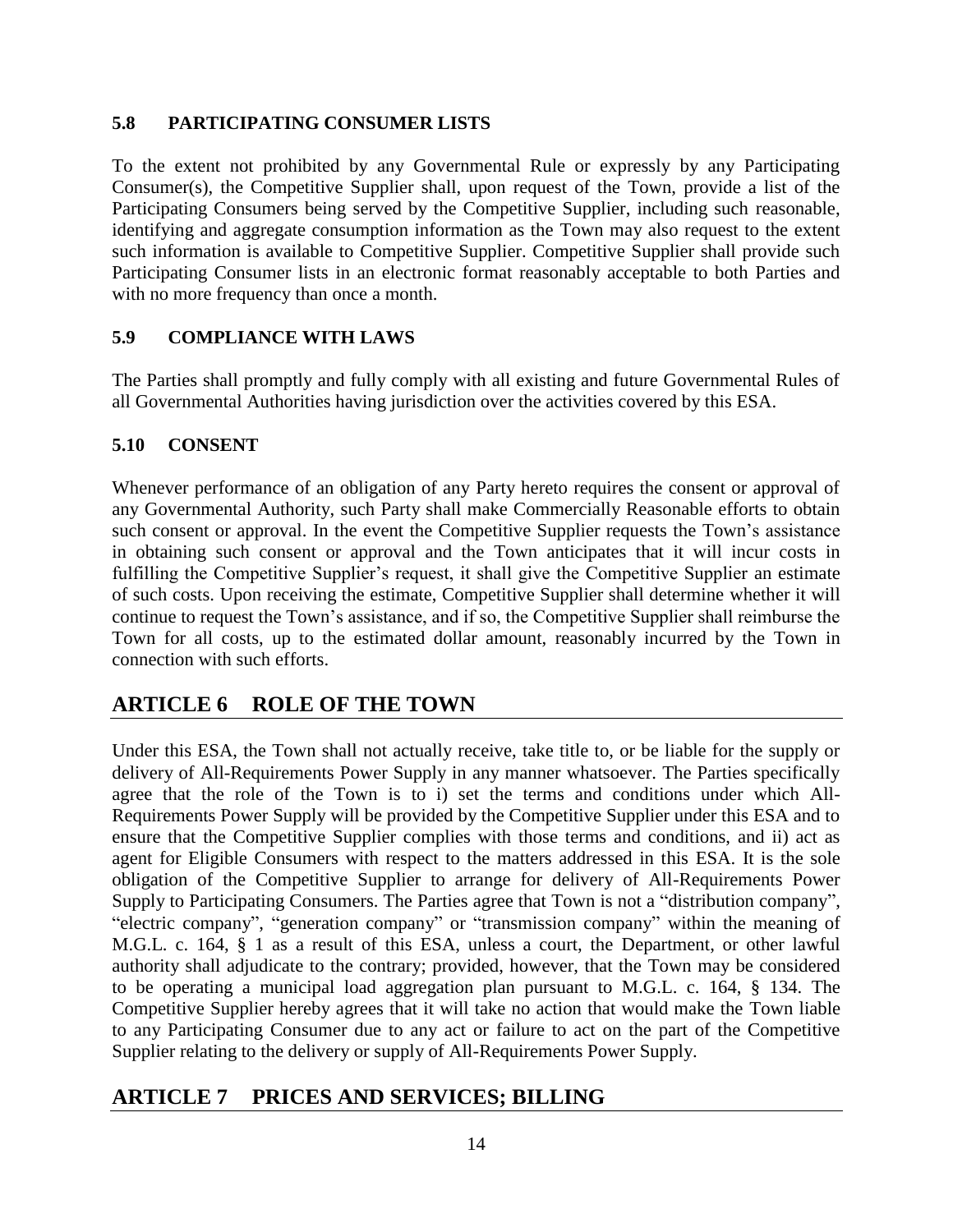### 5.8 PARTICIPATING CONSUMER LISTS

To the extent not prohibited by any Governmental Rule or expressly by any Participating Consumer(s), the Competitive Supplier shall, upon request of the Town, provide a list of the Participating Consumers being served by the Competitive Supplier, including such reasonable, identifying and aggregate consumption information as the Town may also request to the extent such information is available to Competitive Supplier. Competitive Supplier shall provide such Participating Consumer lists in an electronic format reasonably acceptable to both Parties and with no more frequency than once a month.

### 5.9 COMPLIANCE WITH LAWS

The Parties shall promptly and fully comply with all existing and future Governmental Rules of all Governmental Authorities having jurisdiction over the activities covered by this ESA.

### 5.10 CONSENT

Whenever performance of an obligation of any Party hereto requires the consent or approval of any Governmental Authority, such Party shall make Commercially Reasonable efforts to obtain such consent or approval. In the event the Competitive Supplier requests the Town's assistance in obtaining such consent or approval and the Town anticipates that it will incur costs in fulfilling the Competitive Supplier's request, it shall give the Competitive Supplier an estimate of such costs. Upon receiving the estimate, Competitive Supplier shall determine whether it will continue to request the Town's assistance, and if so, the Competitive Supplier shall reimburse the Town for all costs, up to the estimated dollar amount, reasonably incurred by the Town in connection with such efforts.

## ARTICLE 6 ROLE OF THE TOWN

Under this ESA, the Town shall not actually receive, take title to, or be liable for the supply or delivery of All-Requirements Power Supply in any manner whatsoever. The Parties specifically agree that the role of the Town is to i) set the terms and conditions under which All-Requirements Power Supply will be provided by the Competitive Supplier under this ESA and to ensure that the Competitive Supplier complies with those terms and conditions, and ii) act as agent for Eligible Consumers with respect to the matters addressed in this ESA. It is the sole obligation of the Competitive Supplier to arrange for delivery of All-Requirements Power Supply to Participating Consumers. The Parties agree that Town is not a "distribution company", "electric company", "generation company" or "transmission company" within the meaning of M.G.L. c. 164, § 1 as a result of this ESA, unless a court, the Department, or other lawful authority shall adjudicate to the contrary; provided, however, that the Town may be considered to be operating a municipal load aggregation plan pursuant to M.G.L. c. 164, § 134. The Competitive Supplier hereby agrees that it will take no action that would make the Town liable to any Participating Consumer due to any act or failure to act on the part of the Competitive Supplier relating to the delivery or supply of All-Requirements Power Supply.

## ARTICLE 7 PRICES AND SERVICES; BILLING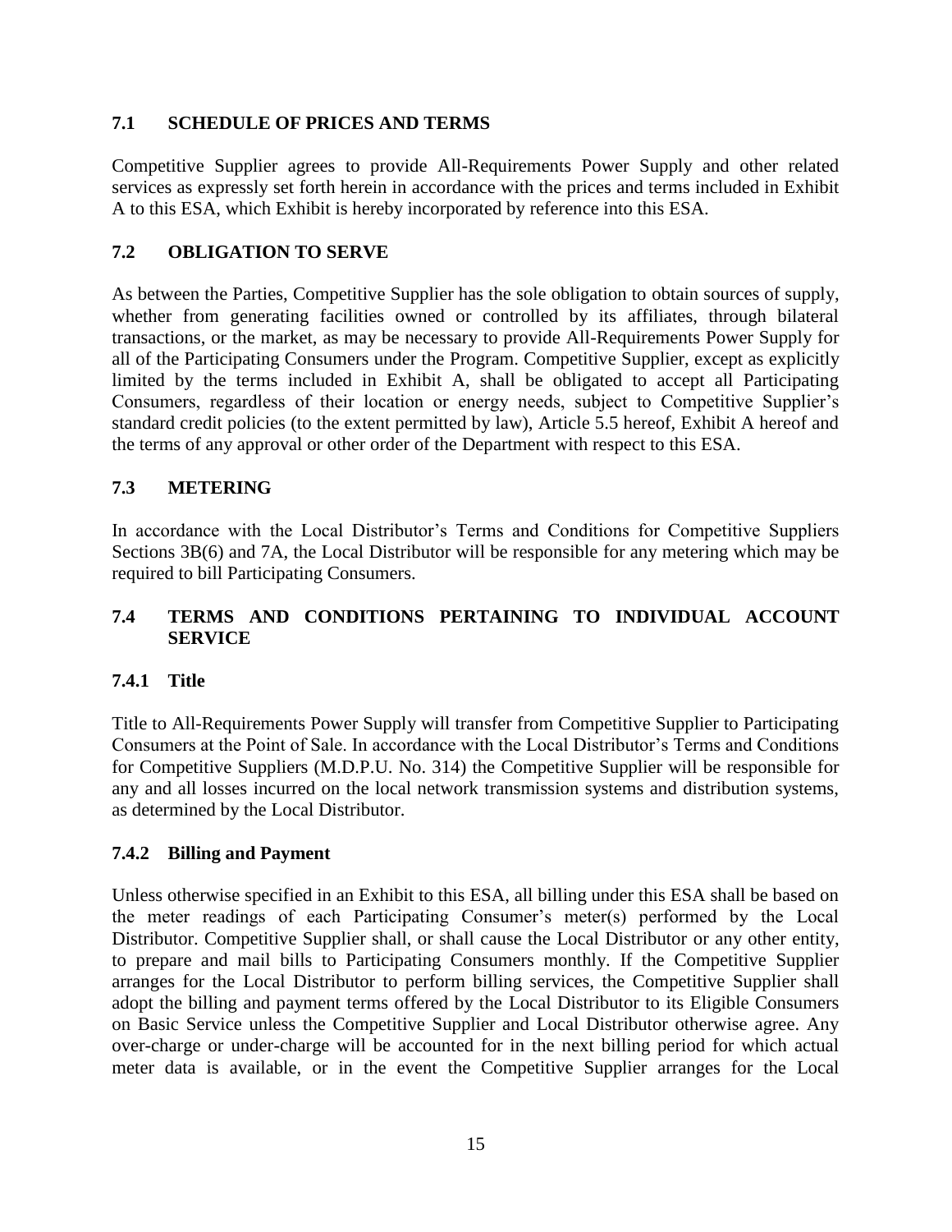## 7.1 SCHEDULE OF PRICES AND TERMS

Competitive Supplier agrees to provide All-Requirements Power Supply and other related services as expressly set forth herein in accordance with the prices and terms included in Exhibit A to this ESA, which Exhibit is hereby incorporated by reference into this ESA.

## 7.2 OBLIGATION TO SERVE

As between the Parties, Competitive Supplier has the sole obligation to obtain sources of supply, whether from generating facilities owned or controlled by its affiliates, through bilateral transactions, or the market, as may be necessary to provide All-Requirements Power Supply for all of the Participating Consumers under the Program. Competitive Supplier, except as explicitly limited by the terms included in Exhibit A, shall be obligated to accept all Participating Consumers, regardless of their location or energy needs, subject to Competitive Supplier's standard credit policies (to the extent permitted by law), Article 5.5 hereof, Exhibit A hereof and the terms of any approval or other order of the Department with respect to this ESA.

## 7.3 METERING

In accordance with the Local Distributor's Terms and Conditions for Competitive Suppliers Sections 3B(6) and 7A, the Local Distributor will be responsible for any metering which may be required to bill Participating Consumers.

## 7.4 TERMS AND CONDITIONS PERTAINING TO INDIVIDUAL ACCOUNT SERVICE

### 7.4.1 Title

Title to All-Requirements Power Supply will transfer from Competitive Supplier to Participating Consumers at the Point of Sale. In accordance with the Local Distributor's Terms and Conditions for Competitive Suppliers (M.D.P.U. No. 314) the Competitive Supplier will be responsible for any and all losses incurred on the local network transmission systems and distribution systems, as determined by the Local Distributor.

### 7.4.2 Billing and Payment

Unless otherwise specified in an Exhibit to this ESA, all billing under this ESA shall be based on the meter readings of each Participating Consumer's meter(s) performed by the Local Distributor. Competitive Supplier shall, or shall cause the Local Distributor or any other entity, to prepare and mail bills to Participating Consumers monthly. If the Competitive Supplier arranges for the Local Distributor to perform billing services, the Competitive Supplier shall adopt the billing and payment terms offered by the Local Distributor to its Eligible Consumers on Basic Service unless the Competitive Supplier and Local Distributor otherwise agree. Any over-charge or under-charge will be accounted for in the next billing period for which actual meter data is available, or in the event the Competitive Supplier arranges for the Local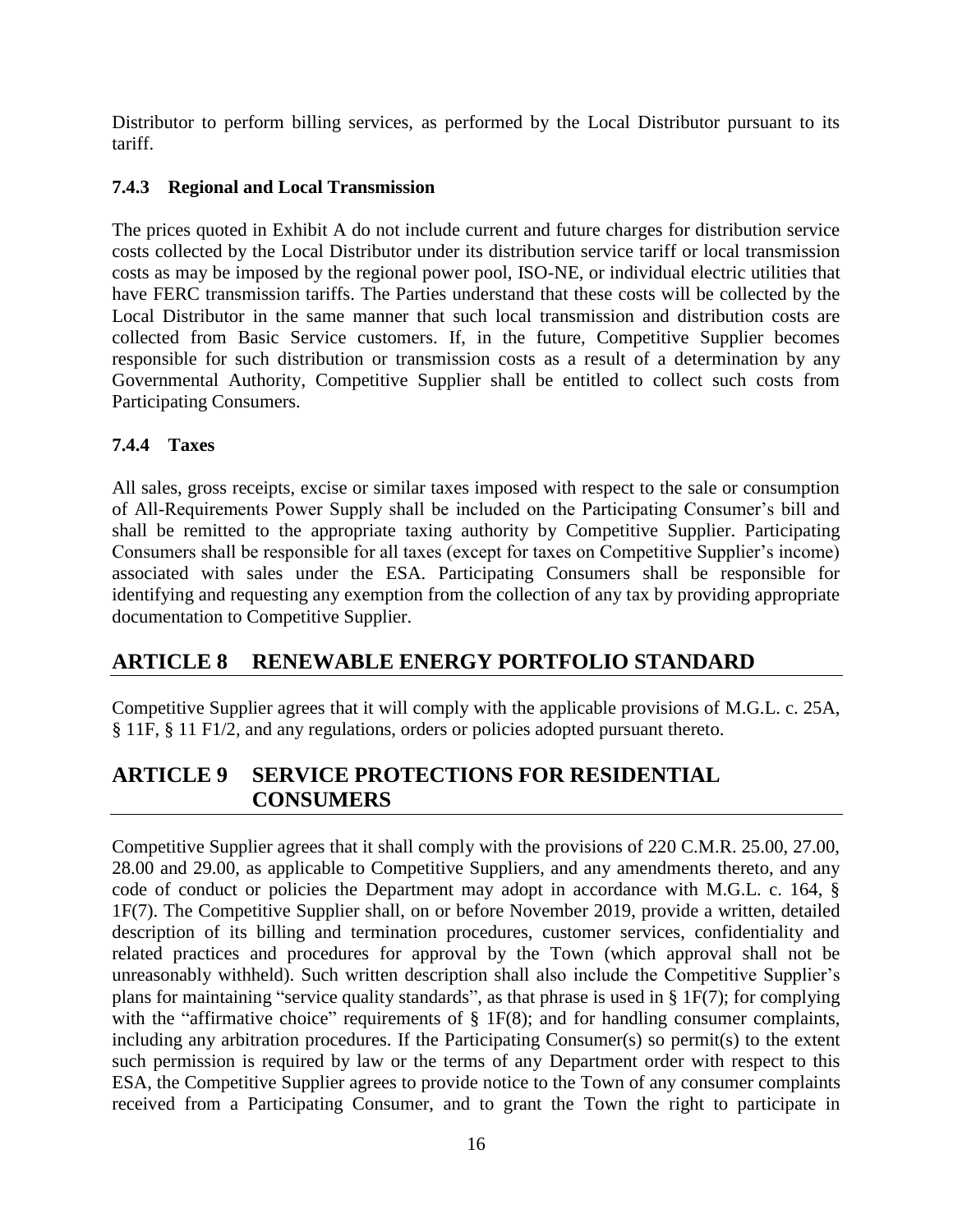Distributor to perform billing services, as performed by the Local Distributor pursuant to its tariff.

### 7.4.3 Regional and Local Transmission

The prices quoted in Exhibit A do not include current and future charges for distribution service costs collected by the Local Distributor under its distribution service tariff or local transmission costs as may be imposed by the regional power pool, ISO-NE, or individual electric utilities that have FERC transmission tariffs. The Parties understand that these costs will be collected by the Local Distributor in the same manner that such local transmission and distribution costs are collected from Basic Service customers. If, in the future, Competitive Supplier becomes responsible for such distribution or transmission costs as a result of a determination by any Governmental Authority, Competitive Supplier shall be entitled to collect such costs from Participating Consumers.

### 7.4.4 Taxes

All sales, gross receipts, excise or similar taxes imposed with respect to the sale or consumption of All-Requirements Power Supply shall be included on the Participating Consumer's bill and shall be remitted to the appropriate taxing authority by Competitive Supplier. Participating Consumers shall be responsible for all taxes (except for taxes on Competitive Supplier's income) associated with sales under the ESA. Participating Consumers shall be responsible for identifying and requesting any exemption from the collection of any tax by providing appropriate documentation to Competitive Supplier.

## ARTICLE 8 RENEWABLE ENERGY PORTFOLIO STANDARD

Competitive Supplier agrees that it will comply with the applicable provisions of M.G.L. c. 25A, § 11F, § 11 F1/2, and any regulations, orders or policies adopted pursuant thereto.

## ARTICLE 9 SERVICE PROTECTIONS FOR RESIDENTIAL CONSUMERS

Competitive Supplier agrees that it shall comply with the provisions of 220 C.M.R. 25.00, 27.00, 28.00 and 29.00, as applicable to Competitive Suppliers, and any amendments thereto, and any code of conduct or policies the Department may adopt in accordance with M.G.L. c. 164, § 1F(7). The Competitive Supplier shall, on or before November 2019, provide a written, detailed description of its billing and termination procedures, customer services, confidentiality and related practices and procedures for approval by the Town (which approval shall not be unreasonably withheld). Such written description shall also include the Competitive Supplier's plans for maintaining "service quality standards", as that phrase is used in § 1F(7); for complying with the "affirmative choice" requirements of § 1F(8); and for handling consumer complaints, including any arbitration procedures. If the Participating Consumer(s) so permit(s) to the extent such permission is required by law or the terms of any Department order with respect to this ESA, the Competitive Supplier agrees to provide notice to the Town of any consumer complaints received from a Participating Consumer, and to grant the Town the right to participate in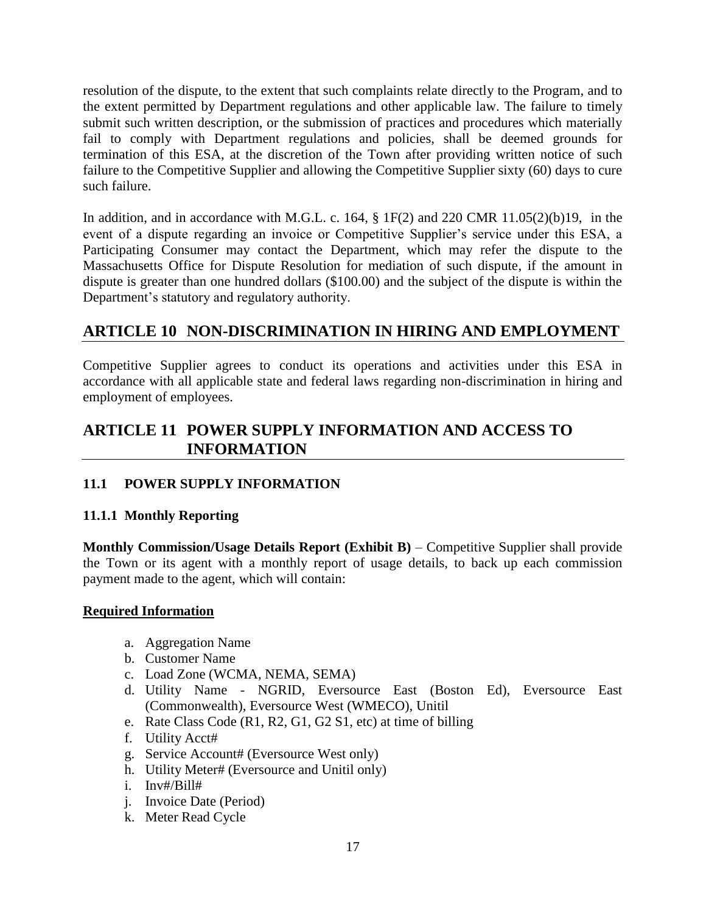resolution of the dispute, to the extent that such complaints relate directly to the Program, and to the extent permitted by Department regulations and other applicable law. The failure to timely submit such written description, or the submission of practices and procedures which materially fail to comply with Department regulations and policies, shall be deemed grounds for termination of this ESA, at the discretion of the Town after providing written notice of such failure to the Competitive Supplier and allowing the Competitive Supplier sixty (60) days to cure such failure.

In addition, and in accordance with M.G.L. c. 164, § 1F(2) and 220 CMR 11.05(2)(b)19, in the event of a dispute regarding an invoice or Competitive Supplier's service under this ESA, a Participating Consumer may contact the Department, which may refer the dispute to the Massachusetts Office for Dispute Resolution for mediation of such dispute, if the amount in dispute is greater than one hundred dollars ($100.00) and the subject of the dispute is within the Department's statutory and regulatory authority.

## ARTICLE 10 NON-DISCRIMINATION IN HIRING AND EMPLOYMENT

Competitive Supplier agrees to conduct its operations and activities under this ESA in accordance with all applicable state and federal laws regarding non-discrimination in hiring and employment of employees.

## ARTICLE 11 POWER SUPPLY INFORMATION AND ACCESS TO INFORMATION

### 11.1 POWER SUPPLY INFORMATION

#### 11.1.1 Monthly Reporting

**Monthly Commission/Usage Details Report (Exhibit B)** – Competitive Supplier shall provide the Town or its agent with a monthly report of usage details, to back up each commission payment made to the agent, which will contain:

**Required Information**

a. Aggregation Name
b. Customer Name
c. Load Zone (WCMA, NEMA, SEMA)
d. Utility Name - NGRID, Eversource East (Boston Ed), Eversource East (Commonwealth), Eversource West (WMECO), Unitil
e. Rate Class Code (R1, R2, G1, G2 S1, etc) at time of billing
f. Utility Acct#
g. Service Account# (Eversource West only)
h. Utility Meter# (Eversource and Unitil only)
i. Inv#/Bill#
j. Invoice Date (Period)
k. Meter Read Cycle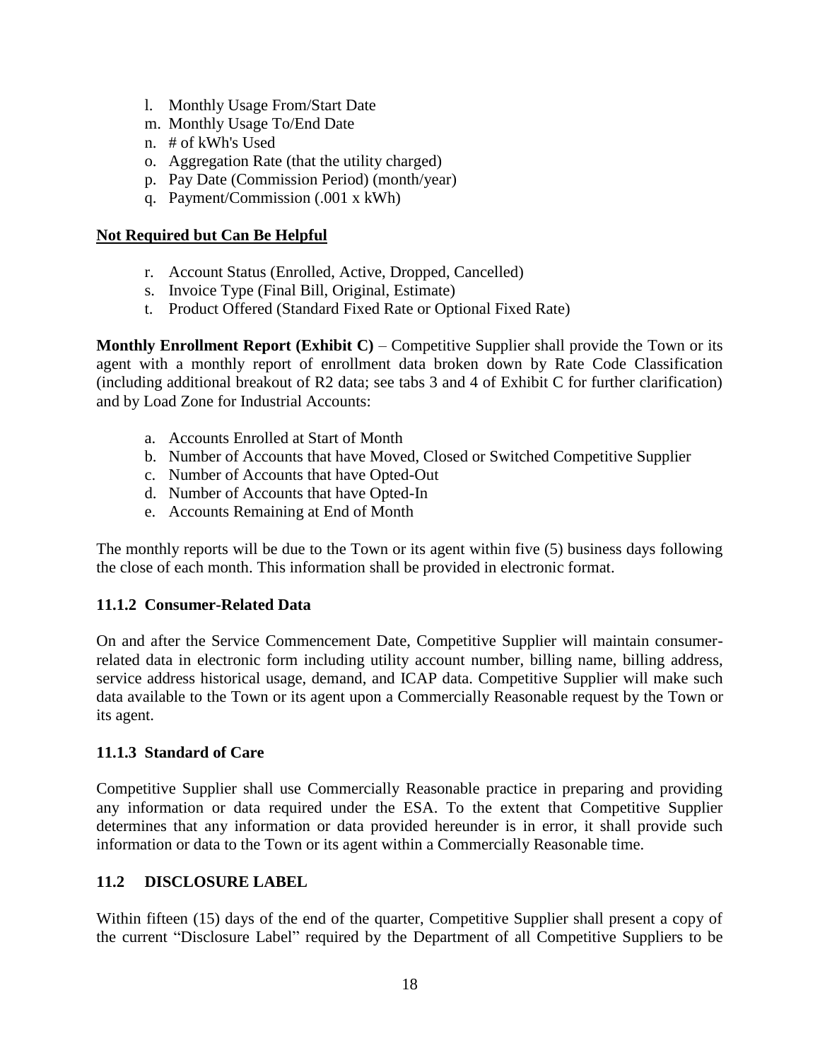l. Monthly Usage From/Start Date
m. Monthly Usage To/End Date
n. # of kWh's Used
o. Aggregation Rate (that the utility charged)
p. Pay Date (Commission Period) (month/year)
q. Payment/Commission (.001 x kWh)

**Not Required but Can Be Helpful**

r. Account Status (Enrolled, Active, Dropped, Cancelled)
s. Invoice Type (Final Bill, Original, Estimate)
t. Product Offered (Standard Fixed Rate or Optional Fixed Rate)

**Monthly Enrollment Report (Exhibit C)** – Competitive Supplier shall provide the Town or its agent with a monthly report of enrollment data broken down by Rate Code Classification (including additional breakout of R2 data; see tabs 3 and 4 of Exhibit C for further clarification) and by Load Zone for Industrial Accounts:

a. Accounts Enrolled at Start of Month
b. Number of Accounts that have Moved, Closed or Switched Competitive Supplier
c. Number of Accounts that have Opted-Out
d. Number of Accounts that have Opted-In
e. Accounts Remaining at End of Month

The monthly reports will be due to the Town or its agent within five (5) business days following the close of each month. This information shall be provided in electronic format.

### 11.1.2 Consumer-Related Data

On and after the Service Commencement Date, Competitive Supplier will maintain consumer-related data in electronic form including utility account number, billing name, billing address, service address historical usage, demand, and ICAP data. Competitive Supplier will make such data available to the Town or its agent upon a Commercially Reasonable request by the Town or its agent.

### 11.1.3 Standard of Care

Competitive Supplier shall use Commercially Reasonable practice in preparing and providing any information or data required under the ESA. To the extent that Competitive Supplier determines that any information or data provided hereunder is in error, it shall provide such information or data to the Town or its agent within a Commercially Reasonable time.

## 11.2 DISCLOSURE LABEL

Within fifteen (15) days of the end of the quarter, Competitive Supplier shall present a copy of the current "Disclosure Label" required by the Department of all Competitive Suppliers to be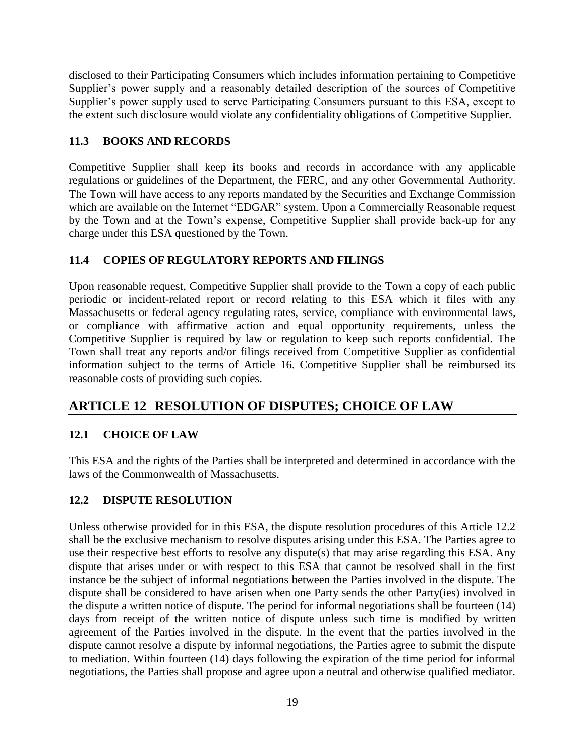disclosed to their Participating Consumers which includes information pertaining to Competitive Supplier's power supply and a reasonably detailed description of the sources of Competitive Supplier's power supply used to serve Participating Consumers pursuant to this ESA, except to the extent such disclosure would violate any confidentiality obligations of Competitive Supplier.

### 11.3 BOOKS AND RECORDS

Competitive Supplier shall keep its books and records in accordance with any applicable regulations or guidelines of the Department, the FERC, and any other Governmental Authority. The Town will have access to any reports mandated by the Securities and Exchange Commission which are available on the Internet "EDGAR" system. Upon a Commercially Reasonable request by the Town and at the Town's expense, Competitive Supplier shall provide back-up for any charge under this ESA questioned by the Town.

### 11.4 COPIES OF REGULATORY REPORTS AND FILINGS

Upon reasonable request, Competitive Supplier shall provide to the Town a copy of each public periodic or incident-related report or record relating to this ESA which it files with any Massachusetts or federal agency regulating rates, service, compliance with environmental laws, or compliance with affirmative action and equal opportunity requirements, unless the Competitive Supplier is required by law or regulation to keep such reports confidential. The Town shall treat any reports and/or filings received from Competitive Supplier as confidential information subject to the terms of Article 16. Competitive Supplier shall be reimbursed its reasonable costs of providing such copies.

## ARTICLE 12 RESOLUTION OF DISPUTES; CHOICE OF LAW

### 12.1 CHOICE OF LAW

This ESA and the rights of the Parties shall be interpreted and determined in accordance with the laws of the Commonwealth of Massachusetts.

### 12.2 DISPUTE RESOLUTION

Unless otherwise provided for in this ESA, the dispute resolution procedures of this Article 12.2 shall be the exclusive mechanism to resolve disputes arising under this ESA. The Parties agree to use their respective best efforts to resolve any dispute(s) that may arise regarding this ESA. Any dispute that arises under or with respect to this ESA that cannot be resolved shall in the first instance be the subject of informal negotiations between the Parties involved in the dispute. The dispute shall be considered to have arisen when one Party sends the other Party(ies) involved in the dispute a written notice of dispute. The period for informal negotiations shall be fourteen (14) days from receipt of the written notice of dispute unless such time is modified by written agreement of the Parties involved in the dispute. In the event that the parties involved in the dispute cannot resolve a dispute by informal negotiations, the Parties agree to submit the dispute to mediation. Within fourteen (14) days following the expiration of the time period for informal negotiations, the Parties shall propose and agree upon a neutral and otherwise qualified mediator.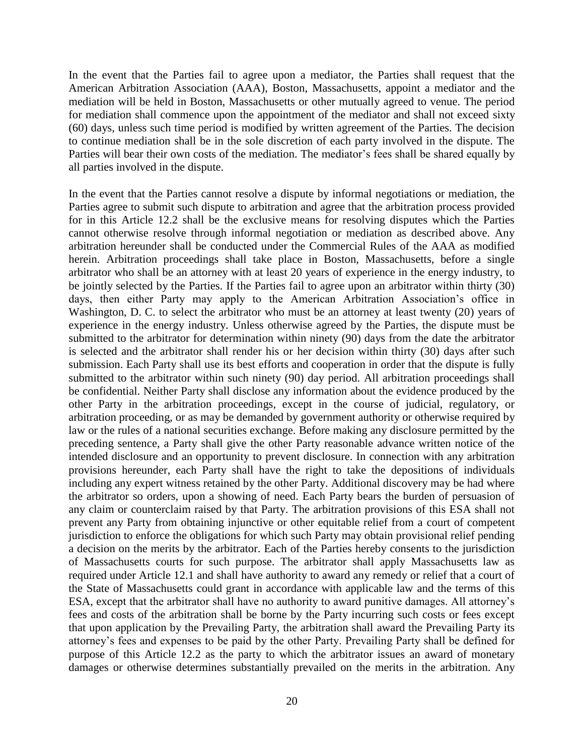In the event that the Parties fail to agree upon a mediator, the Parties shall request that the American Arbitration Association (AAA), Boston, Massachusetts, appoint a mediator and the mediation will be held in Boston, Massachusetts or other mutually agreed to venue. The period for mediation shall commence upon the appointment of the mediator and shall not exceed sixty (60) days, unless such time period is modified by written agreement of the Parties. The decision to continue mediation shall be in the sole discretion of each party involved in the dispute. The Parties will bear their own costs of the mediation. The mediator's fees shall be shared equally by all parties involved in the dispute.

In the event that the Parties cannot resolve a dispute by informal negotiations or mediation, the Parties agree to submit such dispute to arbitration and agree that the arbitration process provided for in this Article 12.2 shall be the exclusive means for resolving disputes which the Parties cannot otherwise resolve through informal negotiation or mediation as described above. Any arbitration hereunder shall be conducted under the Commercial Rules of the AAA as modified herein. Arbitration proceedings shall take place in Boston, Massachusetts, before a single arbitrator who shall be an attorney with at least 20 years of experience in the energy industry, to be jointly selected by the Parties. If the Parties fail to agree upon an arbitrator within thirty (30) days, then either Party may apply to the American Arbitration Association's office in Washington, D. C. to select the arbitrator who must be an attorney at least twenty (20) years of experience in the energy industry. Unless otherwise agreed by the Parties, the dispute must be submitted to the arbitrator for determination within ninety (90) days from the date the arbitrator is selected and the arbitrator shall render his or her decision within thirty (30) days after such submission. Each Party shall use its best efforts and cooperation in order that the dispute is fully submitted to the arbitrator within such ninety (90) day period. All arbitration proceedings shall be confidential. Neither Party shall disclose any information about the evidence produced by the other Party in the arbitration proceedings, except in the course of judicial, regulatory, or arbitration proceeding, or as may be demanded by government authority or otherwise required by law or the rules of a national securities exchange. Before making any disclosure permitted by the preceding sentence, a Party shall give the other Party reasonable advance written notice of the intended disclosure and an opportunity to prevent disclosure. In connection with any arbitration provisions hereunder, each Party shall have the right to take the depositions of individuals including any expert witness retained by the other Party. Additional discovery may be had where the arbitrator so orders, upon a showing of need. Each Party bears the burden of persuasion of any claim or counterclaim raised by that Party. The arbitration provisions of this ESA shall not prevent any Party from obtaining injunctive or other equitable relief from a court of competent jurisdiction to enforce the obligations for which such Party may obtain provisional relief pending a decision on the merits by the arbitrator. Each of the Parties hereby consents to the jurisdiction of Massachusetts courts for such purpose. The arbitrator shall apply Massachusetts law as required under Article 12.1 and shall have authority to award any remedy or relief that a court of the State of Massachusetts could grant in accordance with applicable law and the terms of this ESA, except that the arbitrator shall have no authority to award punitive damages. All attorney's fees and costs of the arbitration shall be borne by the Party incurring such costs or fees except that upon application by the Prevailing Party, the arbitration shall award the Prevailing Party its attorney's fees and expenses to be paid by the other Party. Prevailing Party shall be defined for purpose of this Article 12.2 as the party to which the arbitrator issues an award of monetary damages or otherwise determines substantially prevailed on the merits in the arbitration. Any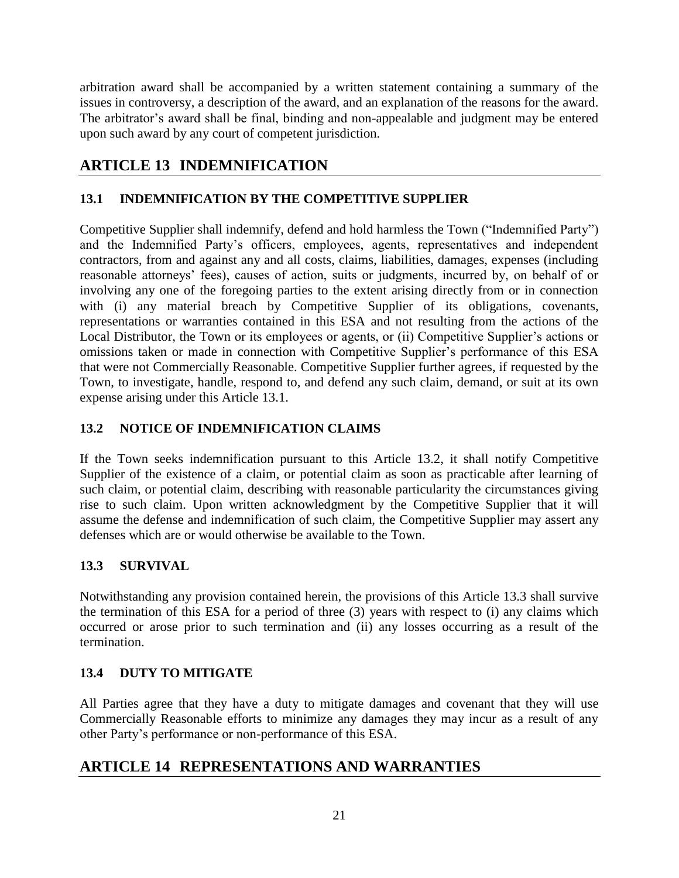arbitration award shall be accompanied by a written statement containing a summary of the issues in controversy, a description of the award, and an explanation of the reasons for the award. The arbitrator's award shall be final, binding and non-appealable and judgment may be entered upon such award by any court of competent jurisdiction.

# ARTICLE 13 INDEMNIFICATION

### 13.1 INDEMNIFICATION BY THE COMPETITIVE SUPPLIER

Competitive Supplier shall indemnify, defend and hold harmless the Town ("Indemnified Party") and the Indemnified Party's officers, employees, agents, representatives and independent contractors, from and against any and all costs, claims, liabilities, damages, expenses (including reasonable attorneys' fees), causes of action, suits or judgments, incurred by, on behalf of or involving any one of the foregoing parties to the extent arising directly from or in connection with (i) any material breach by Competitive Supplier of its obligations, covenants, representations or warranties contained in this ESA and not resulting from the actions of the Local Distributor, the Town or its employees or agents, or (ii) Competitive Supplier's actions or omissions taken or made in connection with Competitive Supplier's performance of this ESA that were not Commercially Reasonable. Competitive Supplier further agrees, if requested by the Town, to investigate, handle, respond to, and defend any such claim, demand, or suit at its own expense arising under this Article 13.1.

### 13.2 NOTICE OF INDEMNIFICATION CLAIMS

If the Town seeks indemnification pursuant to this Article 13.2, it shall notify Competitive Supplier of the existence of a claim, or potential claim as soon as practicable after learning of such claim, or potential claim, describing with reasonable particularity the circumstances giving rise to such claim. Upon written acknowledgment by the Competitive Supplier that it will assume the defense and indemnification of such claim, the Competitive Supplier may assert any defenses which are or would otherwise be available to the Town.

### 13.3 SURVIVAL

Notwithstanding any provision contained herein, the provisions of this Article 13.3 shall survive the termination of this ESA for a period of three (3) years with respect to (i) any claims which occurred or arose prior to such termination and (ii) any losses occurring as a result of the termination.

### 13.4 DUTY TO MITIGATE

All Parties agree that they have a duty to mitigate damages and covenant that they will use Commercially Reasonable efforts to minimize any damages they may incur as a result of any other Party's performance or non-performance of this ESA.

# ARTICLE 14 REPRESENTATIONS AND WARRANTIES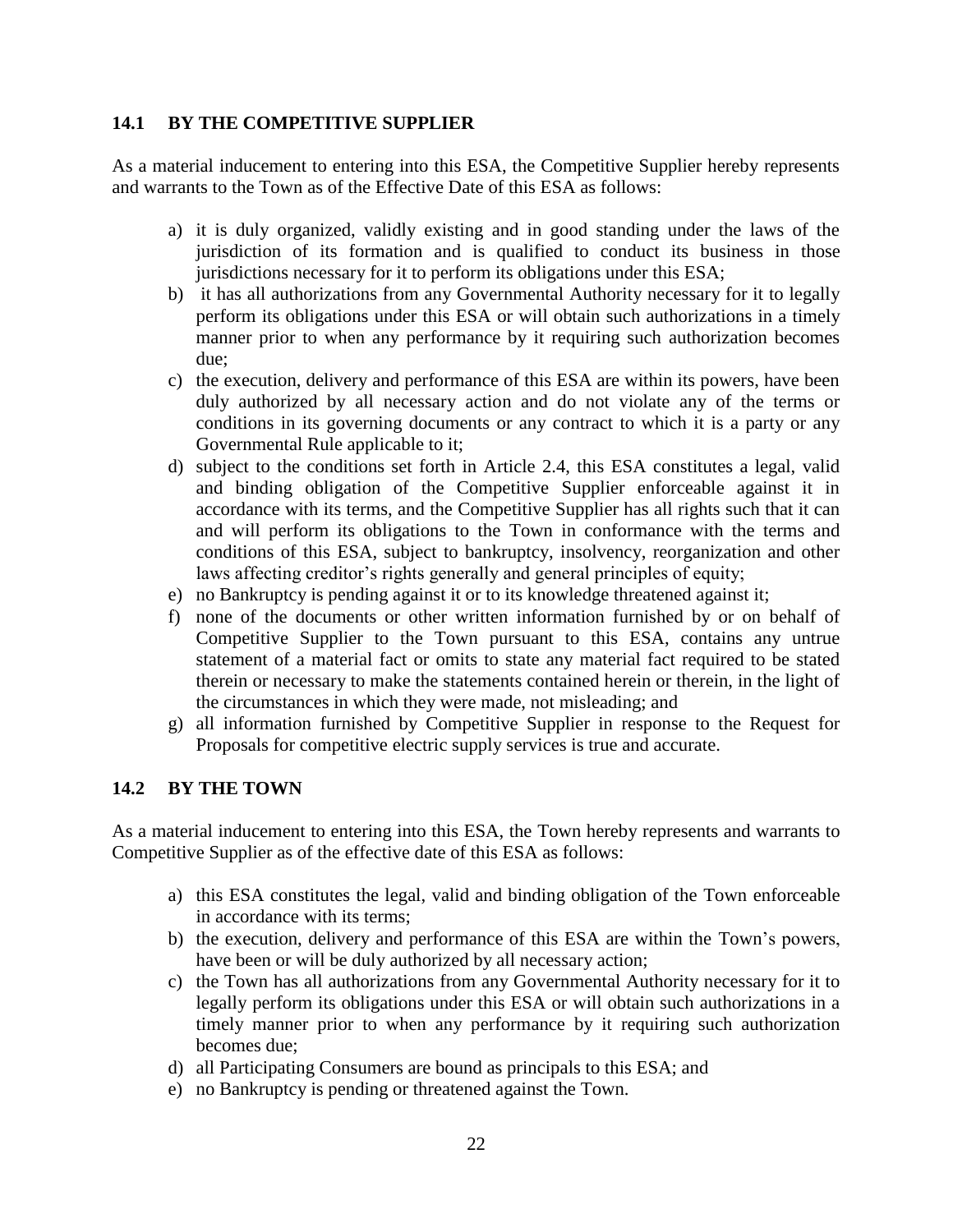### 14.1 BY THE COMPETITIVE SUPPLIER

As a material inducement to entering into this ESA, the Competitive Supplier hereby represents and warrants to the Town as of the Effective Date of this ESA as follows:

a) it is duly organized, validly existing and in good standing under the laws of the jurisdiction of its formation and is qualified to conduct its business in those jurisdictions necessary for it to perform its obligations under this ESA;
b) it has all authorizations from any Governmental Authority necessary for it to legally perform its obligations under this ESA or will obtain such authorizations in a timely manner prior to when any performance by it requiring such authorization becomes due;
c) the execution, delivery and performance of this ESA are within its powers, have been duly authorized by all necessary action and do not violate any of the terms or conditions in its governing documents or any contract to which it is a party or any Governmental Rule applicable to it;
d) subject to the conditions set forth in Article 2.4, this ESA constitutes a legal, valid and binding obligation of the Competitive Supplier enforceable against it in accordance with its terms, and the Competitive Supplier has all rights such that it can and will perform its obligations to the Town in conformance with the terms and conditions of this ESA, subject to bankruptcy, insolvency, reorganization and other laws affecting creditor's rights generally and general principles of equity;
e) no Bankruptcy is pending against it or to its knowledge threatened against it;
f) none of the documents or other written information furnished by or on behalf of Competitive Supplier to the Town pursuant to this ESA, contains any untrue statement of a material fact or omits to state any material fact required to be stated therein or necessary to make the statements contained herein or therein, in the light of the circumstances in which they were made, not misleading; and
g) all information furnished by Competitive Supplier in response to the Request for Proposals for competitive electric supply services is true and accurate.

### 14.2 BY THE TOWN

As a material inducement to entering into this ESA, the Town hereby represents and warrants to Competitive Supplier as of the effective date of this ESA as follows:

a) this ESA constitutes the legal, valid and binding obligation of the Town enforceable in accordance with its terms;
b) the execution, delivery and performance of this ESA are within the Town's powers, have been or will be duly authorized by all necessary action;
c) the Town has all authorizations from any Governmental Authority necessary for it to legally perform its obligations under this ESA or will obtain such authorizations in a timely manner prior to when any performance by it requiring such authorization becomes due;
d) all Participating Consumers are bound as principals to this ESA; and
e) no Bankruptcy is pending or threatened against the Town.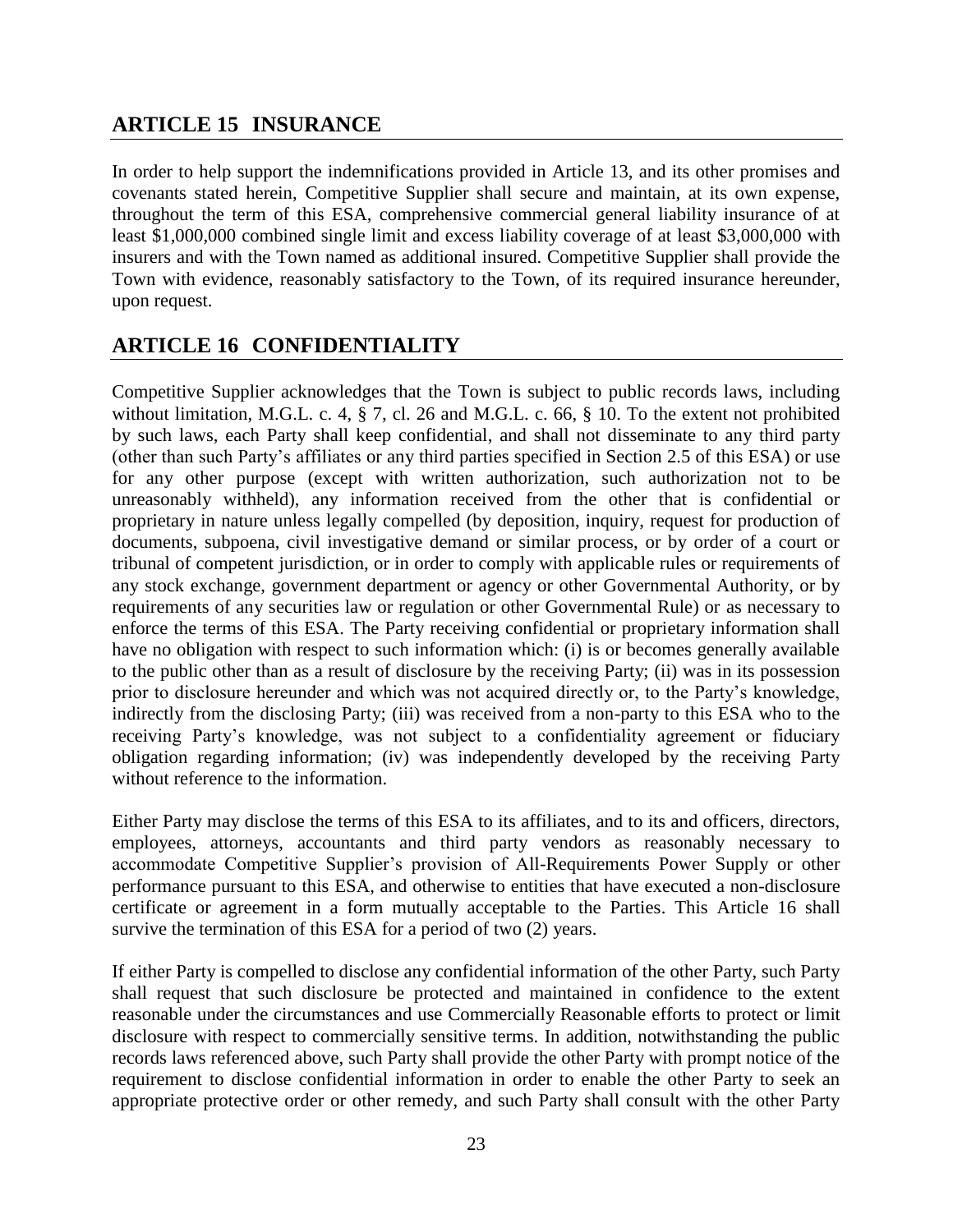## ARTICLE 15 INSURANCE

In order to help support the indemnifications provided in Article 13, and its other promises and covenants stated herein, Competitive Supplier shall secure and maintain, at its own expense, throughout the term of this ESA, comprehensive commercial general liability insurance of at least $1,000,000 combined single limit and excess liability coverage of at least $3,000,000 with insurers and with the Town named as additional insured. Competitive Supplier shall provide the Town with evidence, reasonably satisfactory to the Town, of its required insurance hereunder, upon request.

## ARTICLE 16 CONFIDENTIALITY

Competitive Supplier acknowledges that the Town is subject to public records laws, including without limitation, M.G.L. c. 4, § 7, cl. 26 and M.G.L. c. 66, § 10. To the extent not prohibited by such laws, each Party shall keep confidential, and shall not disseminate to any third party (other than such Party's affiliates or any third parties specified in Section 2.5 of this ESA) or use for any other purpose (except with written authorization, such authorization not to be unreasonably withheld), any information received from the other that is confidential or proprietary in nature unless legally compelled (by deposition, inquiry, request for production of documents, subpoena, civil investigative demand or similar process, or by order of a court or tribunal of competent jurisdiction, or in order to comply with applicable rules or requirements of any stock exchange, government department or agency or other Governmental Authority, or by requirements of any securities law or regulation or other Governmental Rule) or as necessary to enforce the terms of this ESA. The Party receiving confidential or proprietary information shall have no obligation with respect to such information which: (i) is or becomes generally available to the public other than as a result of disclosure by the receiving Party; (ii) was in its possession prior to disclosure hereunder and which was not acquired directly or, to the Party's knowledge, indirectly from the disclosing Party; (iii) was received from a non-party to this ESA who to the receiving Party's knowledge, was not subject to a confidentiality agreement or fiduciary obligation regarding information; (iv) was independently developed by the receiving Party without reference to the information.

Either Party may disclose the terms of this ESA to its affiliates, and to its and officers, directors, employees, attorneys, accountants and third party vendors as reasonably necessary to accommodate Competitive Supplier's provision of All-Requirements Power Supply or other performance pursuant to this ESA, and otherwise to entities that have executed a non-disclosure certificate or agreement in a form mutually acceptable to the Parties. This Article 16 shall survive the termination of this ESA for a period of two (2) years.

If either Party is compelled to disclose any confidential information of the other Party, such Party shall request that such disclosure be protected and maintained in confidence to the extent reasonable under the circumstances and use Commercially Reasonable efforts to protect or limit disclosure with respect to commercially sensitive terms. In addition, notwithstanding the public records laws referenced above, such Party shall provide the other Party with prompt notice of the requirement to disclose confidential information in order to enable the other Party to seek an appropriate protective order or other remedy, and such Party shall consult with the other Party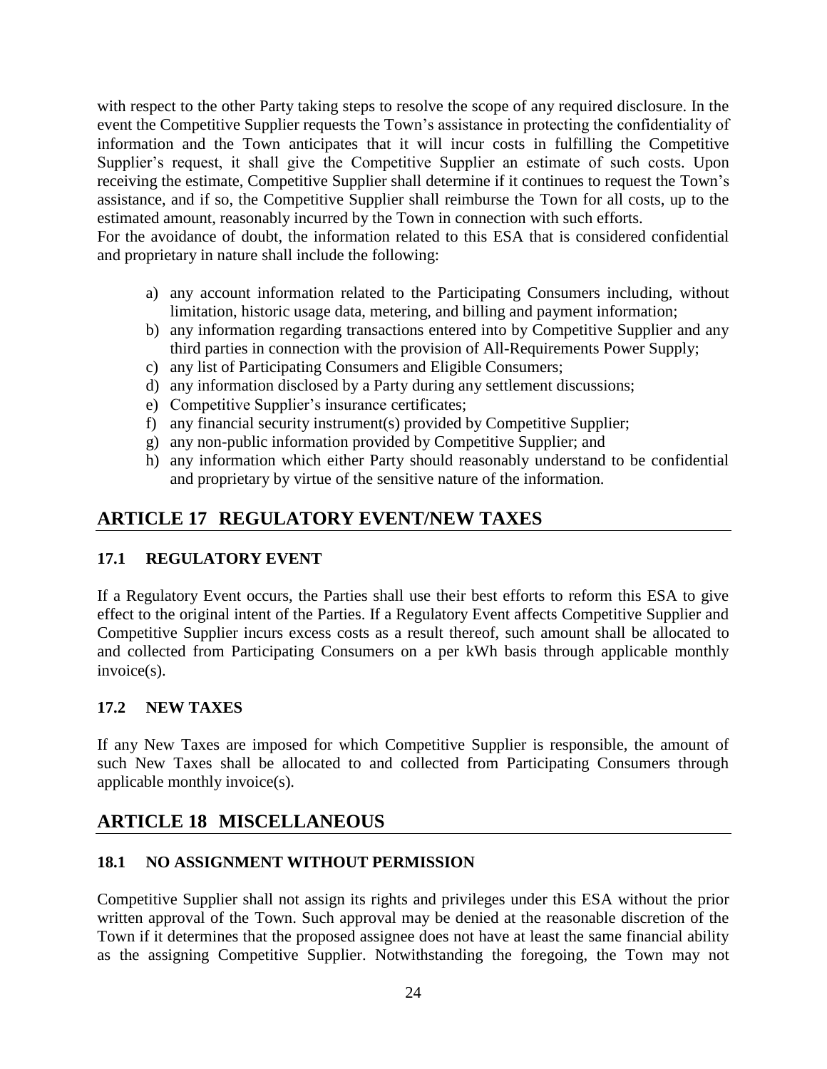with respect to the other Party taking steps to resolve the scope of any required disclosure. In the event the Competitive Supplier requests the Town's assistance in protecting the confidentiality of information and the Town anticipates that it will incur costs in fulfilling the Competitive Supplier's request, it shall give the Competitive Supplier an estimate of such costs. Upon receiving the estimate, Competitive Supplier shall determine if it continues to request the Town's assistance, and if so, the Competitive Supplier shall reimburse the Town for all costs, up to the estimated amount, reasonably incurred by the Town in connection with such efforts.

For the avoidance of doubt, the information related to this ESA that is considered confidential and proprietary in nature shall include the following:

a) any account information related to the Participating Consumers including, without limitation, historic usage data, metering, and billing and payment information;
b) any information regarding transactions entered into by Competitive Supplier and any third parties in connection with the provision of All-Requirements Power Supply;
c) any list of Participating Consumers and Eligible Consumers;
d) any information disclosed by a Party during any settlement discussions;
e) Competitive Supplier's insurance certificates;
f) any financial security instrument(s) provided by Competitive Supplier;
g) any non-public information provided by Competitive Supplier; and
h) any information which either Party should reasonably understand to be confidential and proprietary by virtue of the sensitive nature of the information.

## ARTICLE 17 REGULATORY EVENT/NEW TAXES

### 17.1 REGULATORY EVENT

If a Regulatory Event occurs, the Parties shall use their best efforts to reform this ESA to give effect to the original intent of the Parties. If a Regulatory Event affects Competitive Supplier and Competitive Supplier incurs excess costs as a result thereof, such amount shall be allocated to and collected from Participating Consumers on a per kWh basis through applicable monthly invoice(s).

### 17.2 NEW TAXES

If any New Taxes are imposed for which Competitive Supplier is responsible, the amount of such New Taxes shall be allocated to and collected from Participating Consumers through applicable monthly invoice(s).

## ARTICLE 18 MISCELLANEOUS

### 18.1 NO ASSIGNMENT WITHOUT PERMISSION

Competitive Supplier shall not assign its rights and privileges under this ESA without the prior written approval of the Town. Such approval may be denied at the reasonable discretion of the Town if it determines that the proposed assignee does not have at least the same financial ability as the assigning Competitive Supplier. Notwithstanding the foregoing, the Town may not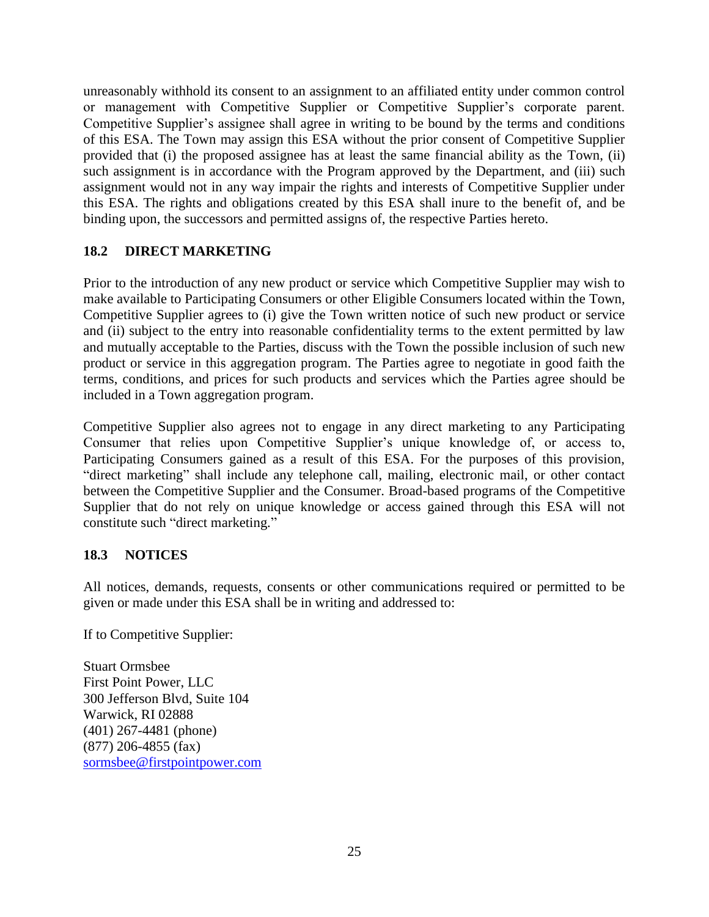unreasonably withhold its consent to an assignment to an affiliated entity under common control or management with Competitive Supplier or Competitive Supplier's corporate parent. Competitive Supplier's assignee shall agree in writing to be bound by the terms and conditions of this ESA. The Town may assign this ESA without the prior consent of Competitive Supplier provided that (i) the proposed assignee has at least the same financial ability as the Town, (ii) such assignment is in accordance with the Program approved by the Department, and (iii) such assignment would not in any way impair the rights and interests of Competitive Supplier under this ESA. The rights and obligations created by this ESA shall inure to the benefit of, and be binding upon, the successors and permitted assigns of, the respective Parties hereto.

### 18.2 DIRECT MARKETING

Prior to the introduction of any new product or service which Competitive Supplier may wish to make available to Participating Consumers or other Eligible Consumers located within the Town, Competitive Supplier agrees to (i) give the Town written notice of such new product or service and (ii) subject to the entry into reasonable confidentiality terms to the extent permitted by law and mutually acceptable to the Parties, discuss with the Town the possible inclusion of such new product or service in this aggregation program. The Parties agree to negotiate in good faith the terms, conditions, and prices for such products and services which the Parties agree should be included in a Town aggregation program.

Competitive Supplier also agrees not to engage in any direct marketing to any Participating Consumer that relies upon Competitive Supplier's unique knowledge of, or access to, Participating Consumers gained as a result of this ESA. For the purposes of this provision, "direct marketing" shall include any telephone call, mailing, electronic mail, or other contact between the Competitive Supplier and the Consumer. Broad-based programs of the Competitive Supplier that do not rely on unique knowledge or access gained through this ESA will not constitute such "direct marketing."

### 18.3 NOTICES

All notices, demands, requests, consents or other communications required or permitted to be given or made under this ESA shall be in writing and addressed to:

If to Competitive Supplier:

Stuart Ormsbee  
First Point Power, LLC  
300 Jefferson Blvd, Suite 104  
Warwick, RI 02888  
(401) 267-4481 (phone)  
(877) 206-4855 (fax)  
sormsbee@firstpointpower.com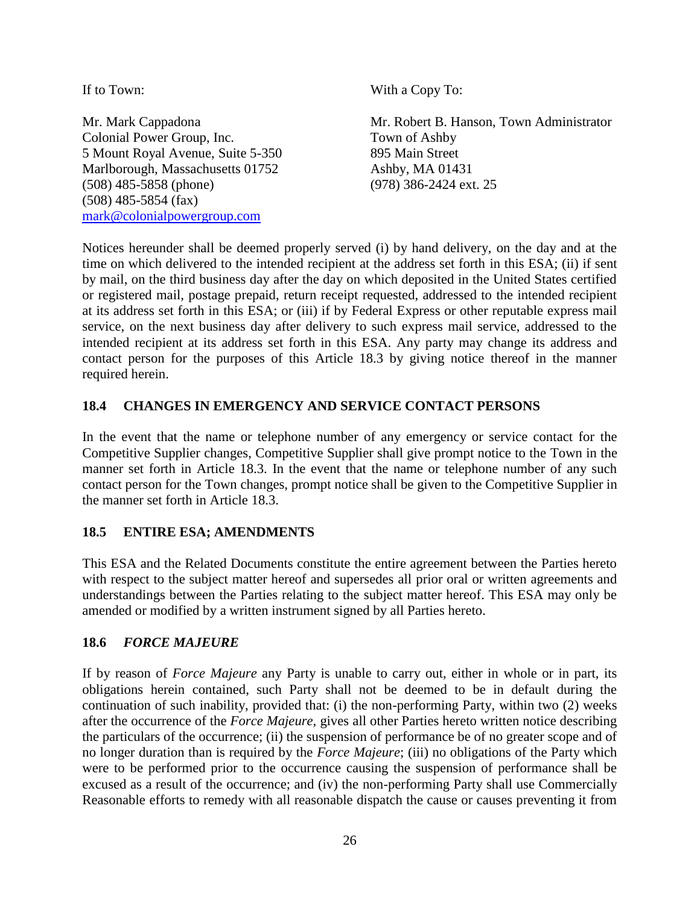If to Town:

Mr. Mark Cappadona
Colonial Power Group, Inc.
5 Mount Royal Avenue, Suite 5-350
Marlborough, Massachusetts 01752
(508) 485-5858 (phone)
(508) 485-5854 (fax)
mark@colonialpowergroup.com

With a Copy To:

Mr. Robert B. Hanson, Town Administrator
Town of Ashby
895 Main Street
Ashby, MA 01431
(978) 386-2424 ext. 25

Notices hereunder shall be deemed properly served (i) by hand delivery, on the day and at the time on which delivered to the intended recipient at the address set forth in this ESA; (ii) if sent by mail, on the third business day after the day on which deposited in the United States certified or registered mail, postage prepaid, return receipt requested, addressed to the intended recipient at its address set forth in this ESA; or (iii) if by Federal Express or other reputable express mail service, on the next business day after delivery to such express mail service, addressed to the intended recipient at its address set forth in this ESA. Any party may change its address and contact person for the purposes of this Article 18.3 by giving notice thereof in the manner required herein.

### 18.4 CHANGES IN EMERGENCY AND SERVICE CONTACT PERSONS

In the event that the name or telephone number of any emergency or service contact for the Competitive Supplier changes, Competitive Supplier shall give prompt notice to the Town in the manner set forth in Article 18.3. In the event that the name or telephone number of any such contact person for the Town changes, prompt notice shall be given to the Competitive Supplier in the manner set forth in Article 18.3.

### 18.5 ENTIRE ESA; AMENDMENTS

This ESA and the Related Documents constitute the entire agreement between the Parties hereto with respect to the subject matter hereof and supersedes all prior oral or written agreements and understandings between the Parties relating to the subject matter hereof. This ESA may only be amended or modified by a written instrument signed by all Parties hereto.

### 18.6 *FORCE MAJEURE*

If by reason of *Force Majeure* any Party is unable to carry out, either in whole or in part, its obligations herein contained, such Party shall not be deemed to be in default during the continuation of such inability, provided that: (i) the non-performing Party, within two (2) weeks after the occurrence of the *Force Majeure*, gives all other Parties hereto written notice describing the particulars of the occurrence; (ii) the suspension of performance be of no greater scope and of no longer duration than is required by the *Force Majeure*; (iii) no obligations of the Party which were to be performed prior to the occurrence causing the suspension of performance shall be excused as a result of the occurrence; and (iv) the non-performing Party shall use Commercially Reasonable efforts to remedy with all reasonable dispatch the cause or causes preventing it from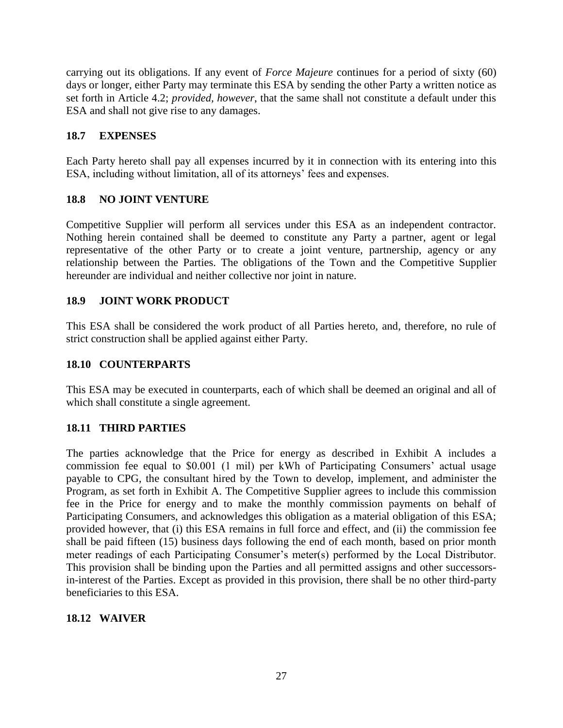carrying out its obligations. If any event of *Force Majeure* continues for a period of sixty (60) days or longer, either Party may terminate this ESA by sending the other Party a written notice as set forth in Article 4.2; *provided, however*, that the same shall not constitute a default under this ESA and shall not give rise to any damages.

### 18.7 EXPENSES

Each Party hereto shall pay all expenses incurred by it in connection with its entering into this ESA, including without limitation, all of its attorneys' fees and expenses.

### 18.8 NO JOINT VENTURE

Competitive Supplier will perform all services under this ESA as an independent contractor. Nothing herein contained shall be deemed to constitute any Party a partner, agent or legal representative of the other Party or to create a joint venture, partnership, agency or any relationship between the Parties. The obligations of the Town and the Competitive Supplier hereunder are individual and neither collective nor joint in nature.

### 18.9 JOINT WORK PRODUCT

This ESA shall be considered the work product of all Parties hereto, and, therefore, no rule of strict construction shall be applied against either Party.

### 18.10 COUNTERPARTS

This ESA may be executed in counterparts, each of which shall be deemed an original and all of which shall constitute a single agreement.

### 18.11 THIRD PARTIES

The parties acknowledge that the Price for energy as described in Exhibit A includes a commission fee equal to $0.001 (1 mil) per kWh of Participating Consumers' actual usage payable to CPG, the consultant hired by the Town to develop, implement, and administer the Program, as set forth in Exhibit A. The Competitive Supplier agrees to include this commission fee in the Price for energy and to make the monthly commission payments on behalf of Participating Consumers, and acknowledges this obligation as a material obligation of this ESA; provided however, that (i) this ESA remains in full force and effect, and (ii) the commission fee shall be paid fifteen (15) business days following the end of each month, based on prior month meter readings of each Participating Consumer's meter(s) performed by the Local Distributor. This provision shall be binding upon the Parties and all permitted assigns and other successors-in-interest of the Parties. Except as provided in this provision, there shall be no other third-party beneficiaries to this ESA.

### 18.12 WAIVER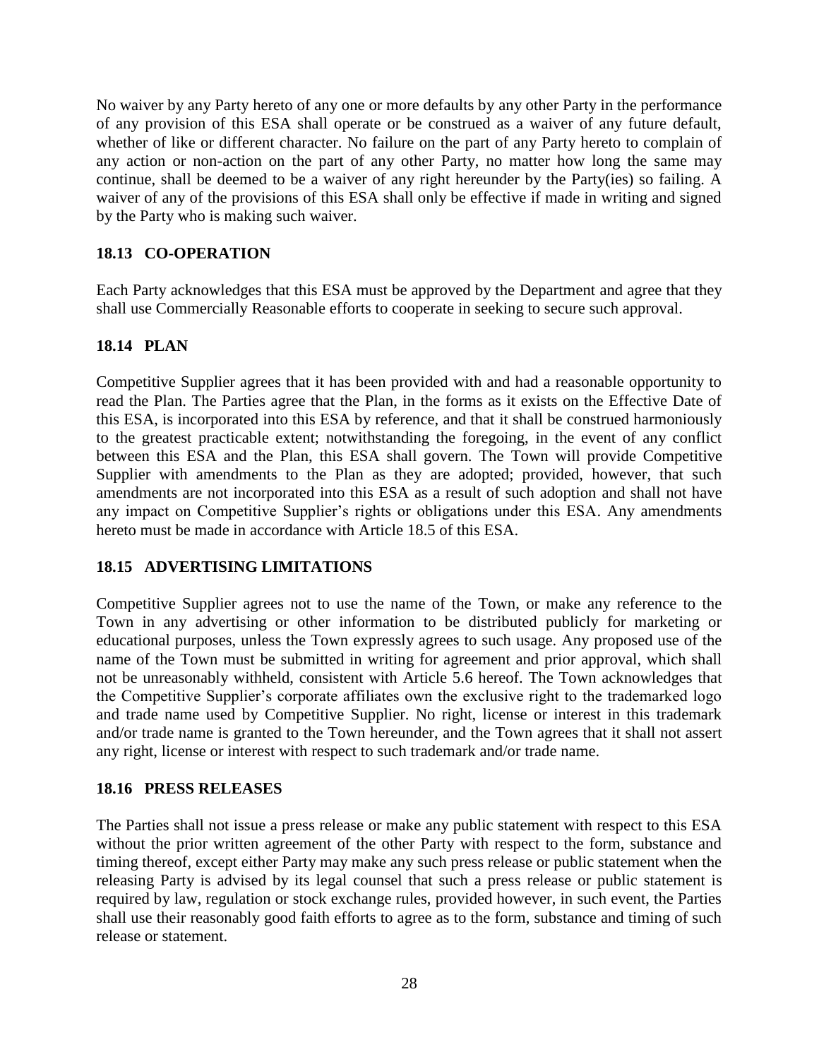No waiver by any Party hereto of any one or more defaults by any other Party in the performance of any provision of this ESA shall operate or be construed as a waiver of any future default, whether of like or different character. No failure on the part of any Party hereto to complain of any action or non-action on the part of any other Party, no matter how long the same may continue, shall be deemed to be a waiver of any right hereunder by the Party(ies) so failing. A waiver of any of the provisions of this ESA shall only be effective if made in writing and signed by the Party who is making such waiver.

### 18.13 CO-OPERATION

Each Party acknowledges that this ESA must be approved by the Department and agree that they shall use Commercially Reasonable efforts to cooperate in seeking to secure such approval.

### 18.14 PLAN

Competitive Supplier agrees that it has been provided with and had a reasonable opportunity to read the Plan. The Parties agree that the Plan, in the forms as it exists on the Effective Date of this ESA, is incorporated into this ESA by reference, and that it shall be construed harmoniously to the greatest practicable extent; notwithstanding the foregoing, in the event of any conflict between this ESA and the Plan, this ESA shall govern. The Town will provide Competitive Supplier with amendments to the Plan as they are adopted; provided, however, that such amendments are not incorporated into this ESA as a result of such adoption and shall not have any impact on Competitive Supplier's rights or obligations under this ESA. Any amendments hereto must be made in accordance with Article 18.5 of this ESA.

### 18.15 ADVERTISING LIMITATIONS

Competitive Supplier agrees not to use the name of the Town, or make any reference to the Town in any advertising or other information to be distributed publicly for marketing or educational purposes, unless the Town expressly agrees to such usage. Any proposed use of the name of the Town must be submitted in writing for agreement and prior approval, which shall not be unreasonably withheld, consistent with Article 5.6 hereof. The Town acknowledges that the Competitive Supplier's corporate affiliates own the exclusive right to the trademarked logo and trade name used by Competitive Supplier. No right, license or interest in this trademark and/or trade name is granted to the Town hereunder, and the Town agrees that it shall not assert any right, license or interest with respect to such trademark and/or trade name.

### 18.16 PRESS RELEASES

The Parties shall not issue a press release or make any public statement with respect to this ESA without the prior written agreement of the other Party with respect to the form, substance and timing thereof, except either Party may make any such press release or public statement when the releasing Party is advised by its legal counsel that such a press release or public statement is required by law, regulation or stock exchange rules, provided however, in such event, the Parties shall use their reasonably good faith efforts to agree as to the form, substance and timing of such release or statement.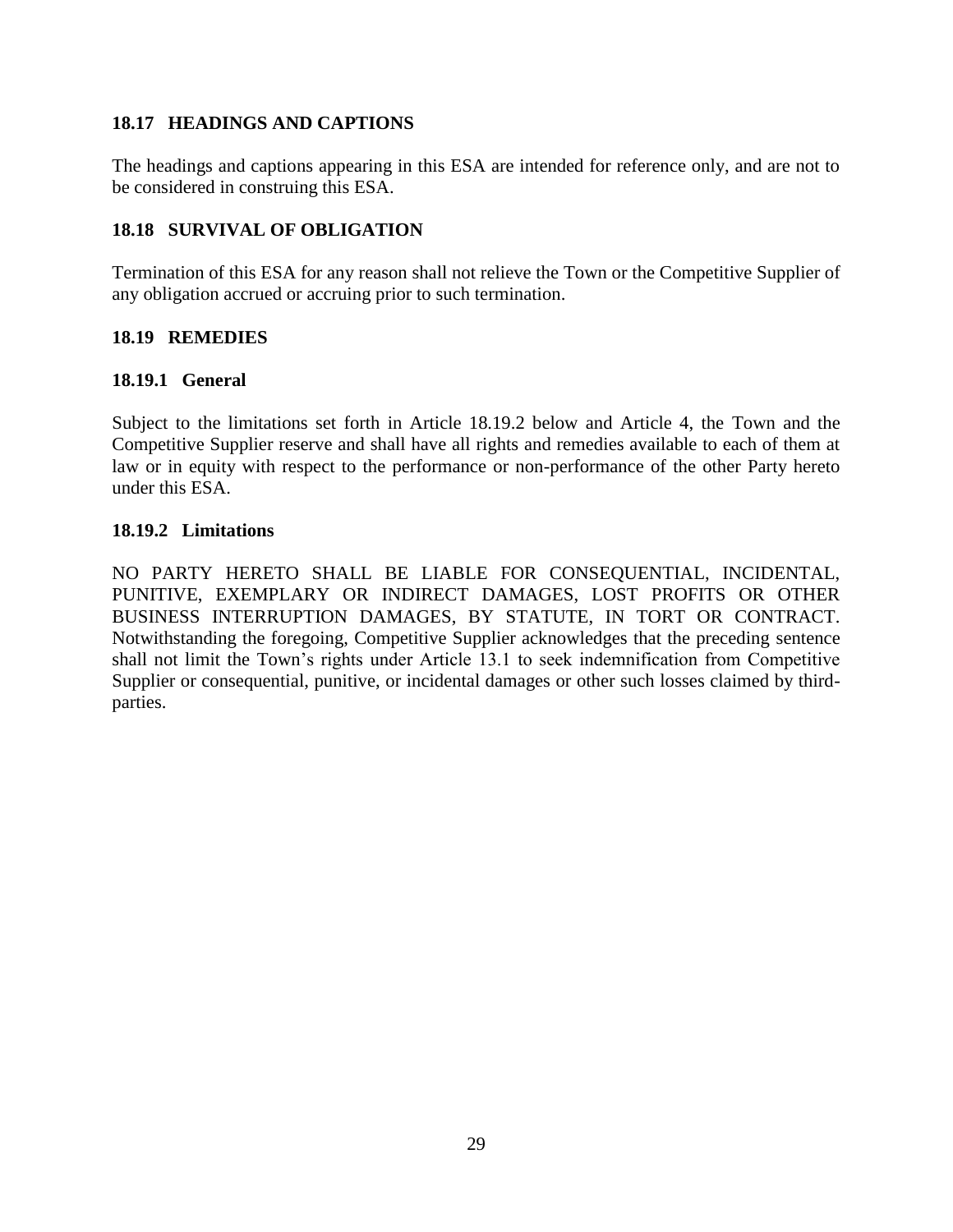### 18.17 HEADINGS AND CAPTIONS

The headings and captions appearing in this ESA are intended for reference only, and are not to be considered in construing this ESA.

### 18.18 SURVIVAL OF OBLIGATION

Termination of this ESA for any reason shall not relieve the Town or the Competitive Supplier of any obligation accrued or accruing prior to such termination.

### 18.19 REMEDIES

#### 18.19.1 General

Subject to the limitations set forth in Article 18.19.2 below and Article 4, the Town and the Competitive Supplier reserve and shall have all rights and remedies available to each of them at law or in equity with respect to the performance or non-performance of the other Party hereto under this ESA.

#### 18.19.2 Limitations

NO PARTY HERETO SHALL BE LIABLE FOR CONSEQUENTIAL, INCIDENTAL, PUNITIVE, EXEMPLARY OR INDIRECT DAMAGES, LOST PROFITS OR OTHER BUSINESS INTERRUPTION DAMAGES, BY STATUTE, IN TORT OR CONTRACT. Notwithstanding the foregoing, Competitive Supplier acknowledges that the preceding sentence shall not limit the Town's rights under Article 13.1 to seek indemnification from Competitive Supplier or consequential, punitive, or incidental damages or other such losses claimed by third-parties.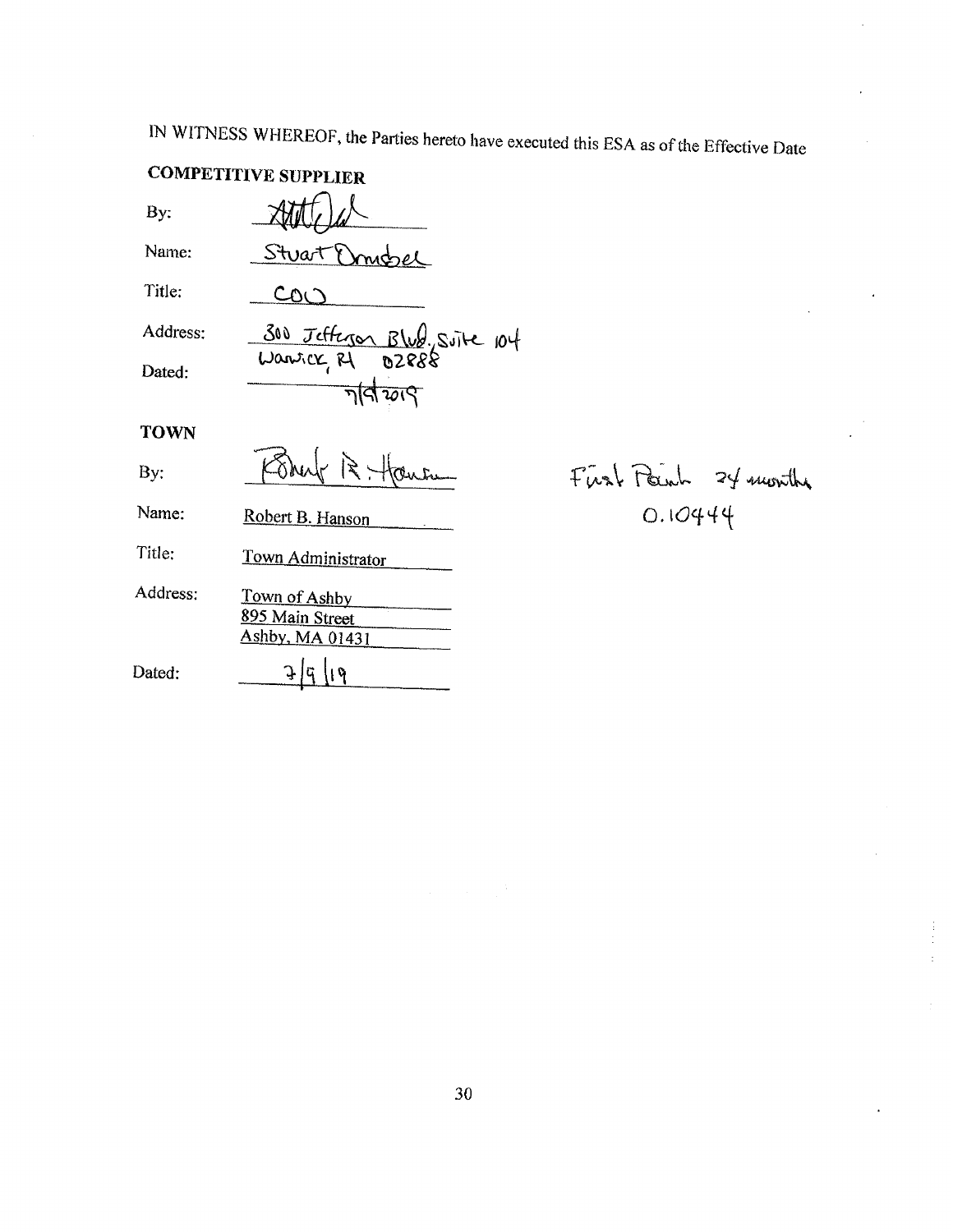IN WITNESS WHEREOF, the Parties hereto have executed this ESA as of the Effective Date

**COMPETITIVE SUPPLIER**

By: [signature]

Name: Stuart Ormsbee

Title: COO

Address: 300 Jefferson Blvd. Suite 104
Warwick, RI 02888

Dated: 7/9/2019

**TOWN**

By: Robert R. Hanson

Name: Robert B. Hanson

Title: Town Administrator

Address: Town of Ashby
895 Main Street
Ashby, MA 01431

Dated: 7/9/19

First Point 24 months
0.10444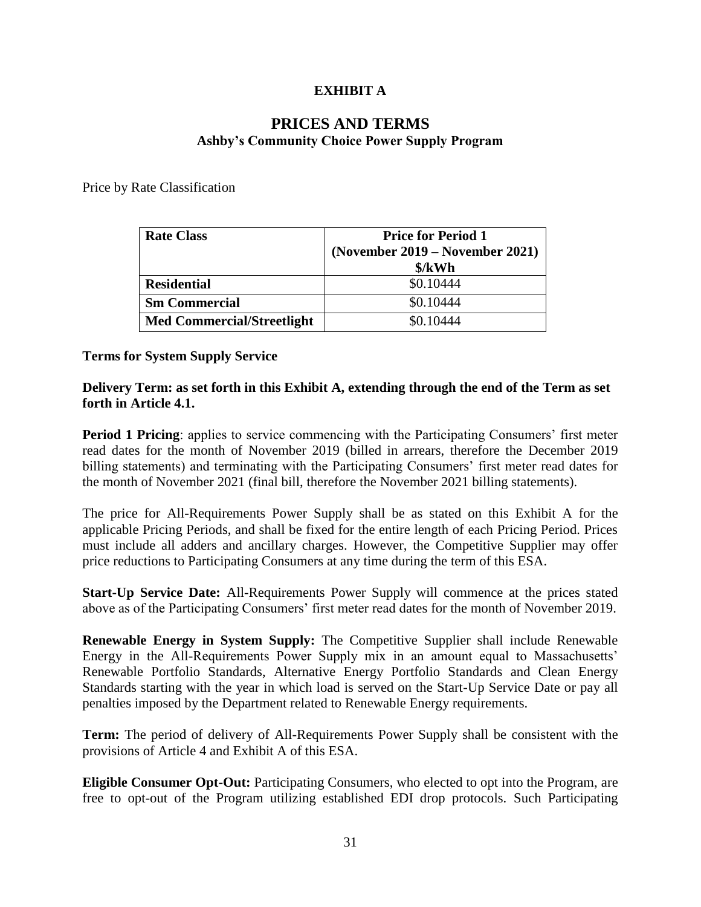# EXHIBIT A

## PRICES AND TERMS

### Ashby's Community Choice Power Supply Program

Price by Rate Classification

| Rate Class | Price for Period 1 (November 2019 – November 2021) \$/kWh |
|---|---|
| **Residential** | $0.10444 |
| **Sm Commercial** | $0.10444 |
| **Med Commercial/Streetlight** | $0.10444 |

**Terms for System Supply Service**

**Delivery Term: as set forth in this Exhibit A, extending through the end of the Term as set forth in Article 4.1.**

**Period 1 Pricing**: applies to service commencing with the Participating Consumers' first meter read dates for the month of November 2019 (billed in arrears, therefore the December 2019 billing statements) and terminating with the Participating Consumers' first meter read dates for the month of November 2021 (final bill, therefore the November 2021 billing statements).

The price for All-Requirements Power Supply shall be as stated on this Exhibit A for the applicable Pricing Periods, and shall be fixed for the entire length of each Pricing Period. Prices must include all adders and ancillary charges. However, the Competitive Supplier may offer price reductions to Participating Consumers at any time during the term of this ESA.

**Start-Up Service Date:** All-Requirements Power Supply will commence at the prices stated above as of the Participating Consumers' first meter read dates for the month of November 2019.

**Renewable Energy in System Supply:** The Competitive Supplier shall include Renewable Energy in the All-Requirements Power Supply mix in an amount equal to Massachusetts' Renewable Portfolio Standards, Alternative Energy Portfolio Standards and Clean Energy Standards starting with the year in which load is served on the Start-Up Service Date or pay all penalties imposed by the Department related to Renewable Energy requirements.

**Term:** The period of delivery of All-Requirements Power Supply shall be consistent with the provisions of Article 4 and Exhibit A of this ESA.

**Eligible Consumer Opt-Out:** Participating Consumers, who elected to opt into the Program, are free to opt-out of the Program utilizing established EDI drop protocols. Such Participating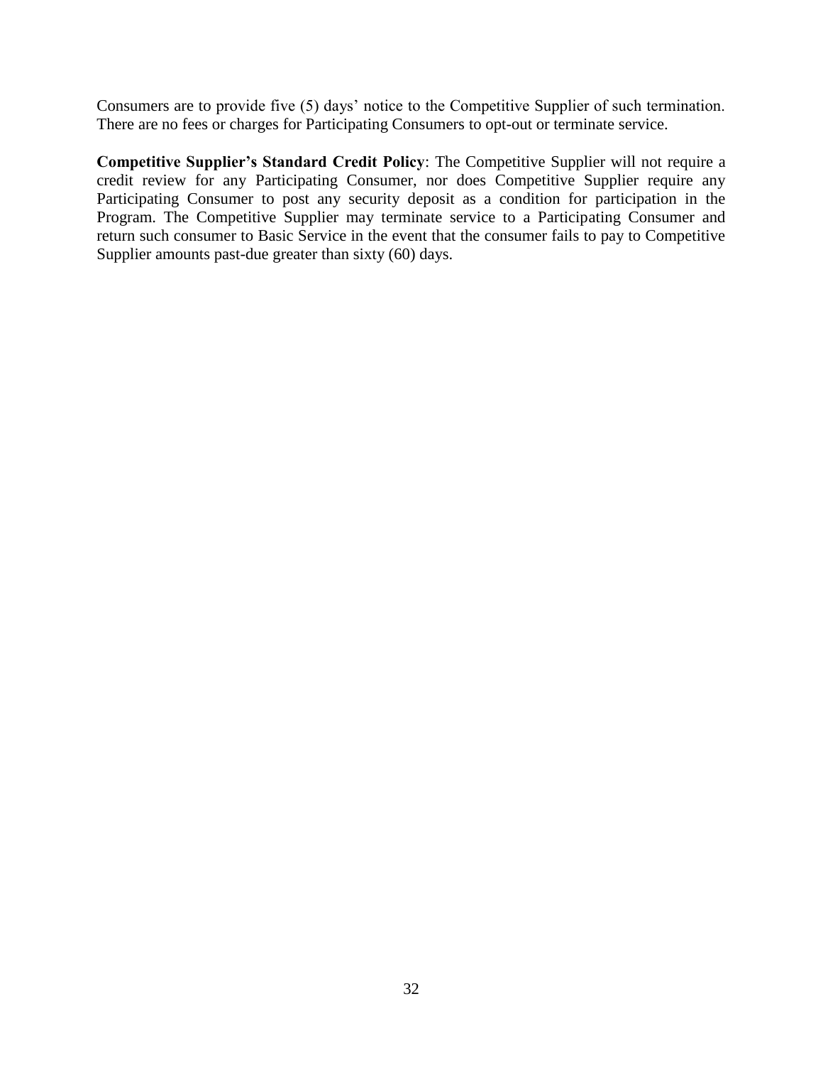Consumers are to provide five (5) days' notice to the Competitive Supplier of such termination. There are no fees or charges for Participating Consumers to opt-out or terminate service.

**Competitive Supplier's Standard Credit Policy**: The Competitive Supplier will not require a credit review for any Participating Consumer, nor does Competitive Supplier require any Participating Consumer to post any security deposit as a condition for participation in the Program. The Competitive Supplier may terminate service to a Participating Consumer and return such consumer to Basic Service in the event that the consumer fails to pay to Competitive Supplier amounts past-due greater than sixty (60) days.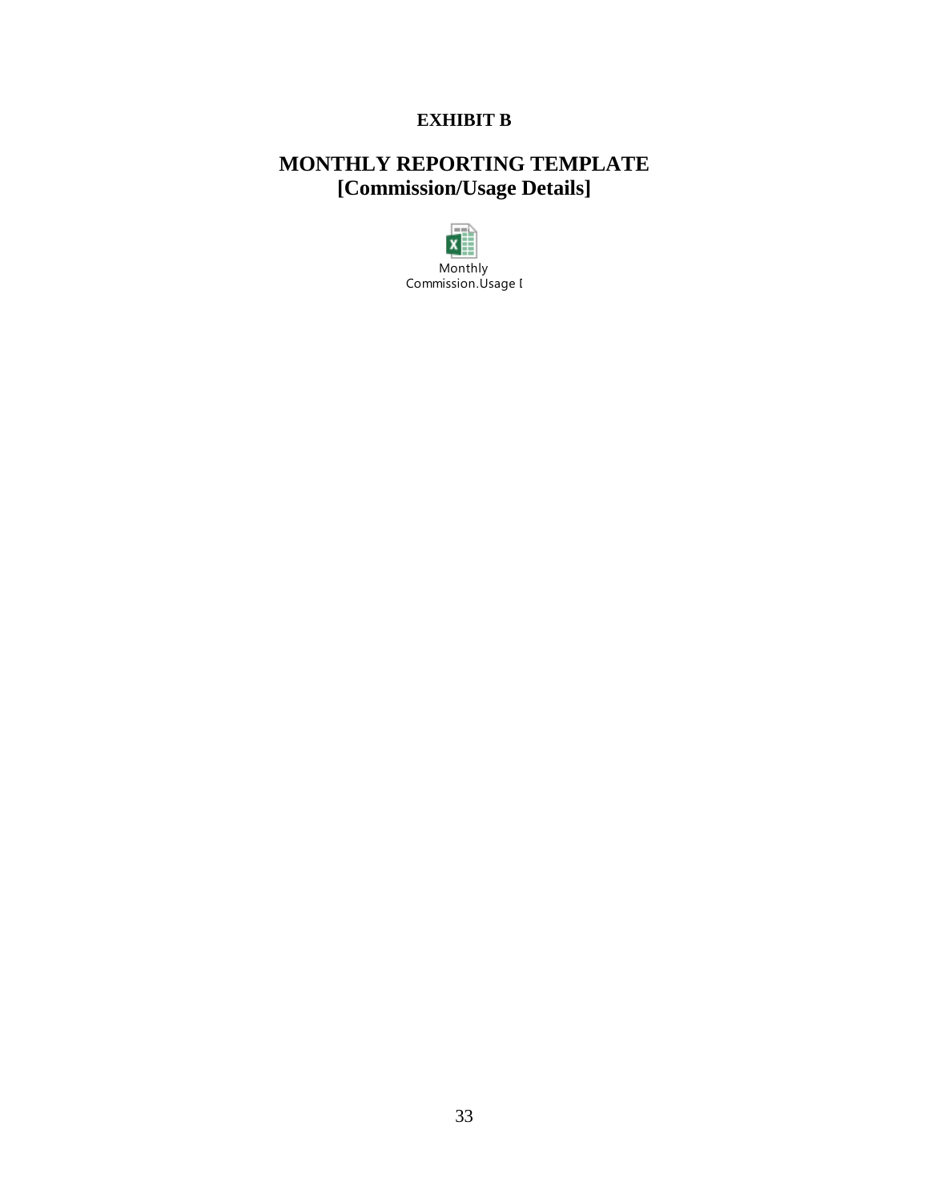**EXHIBIT B**

## MONTHLY REPORTING TEMPLATE
## [Commission/Usage Details]

Monthly
Commission.Usage I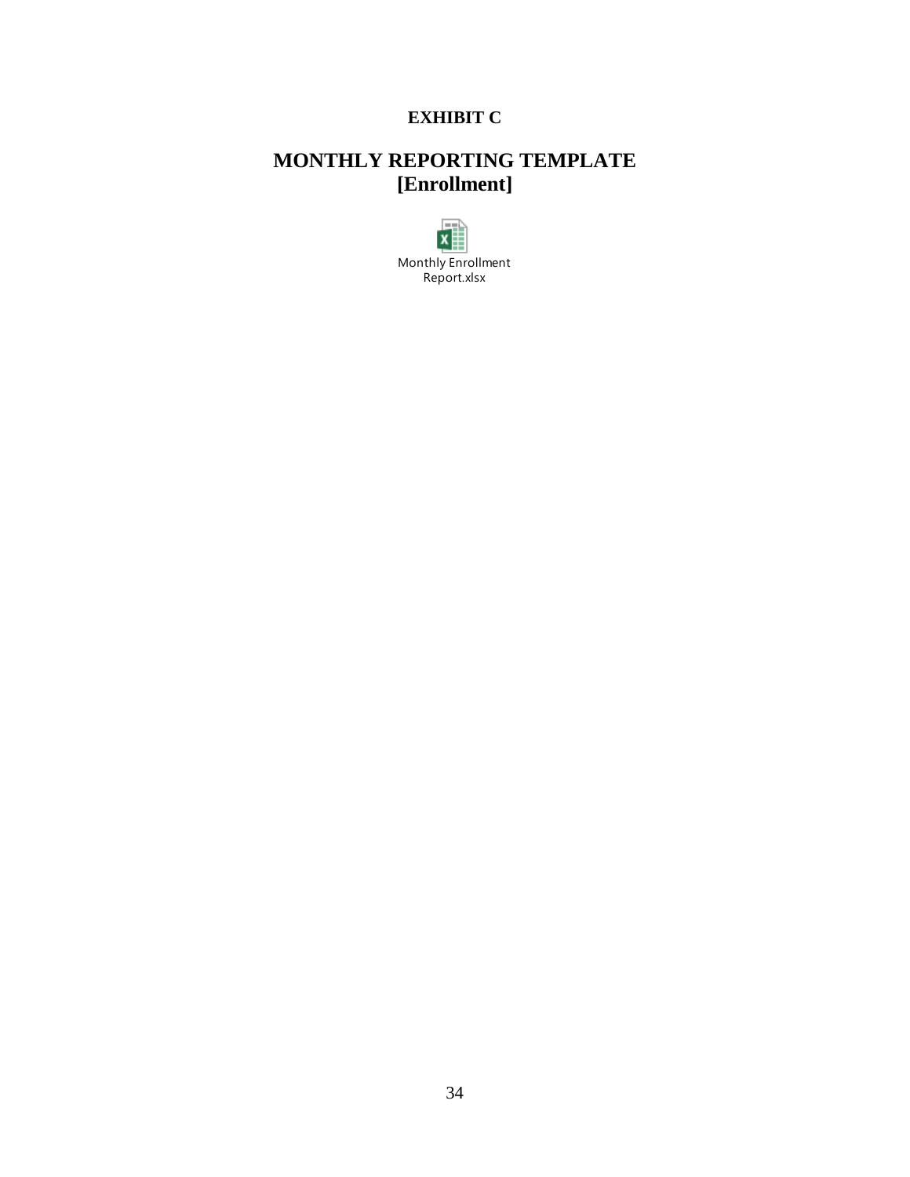**EXHIBIT C**

# MONTHLY REPORTING TEMPLATE
# [Enrollment]

Monthly Enrollment Report.xlsx